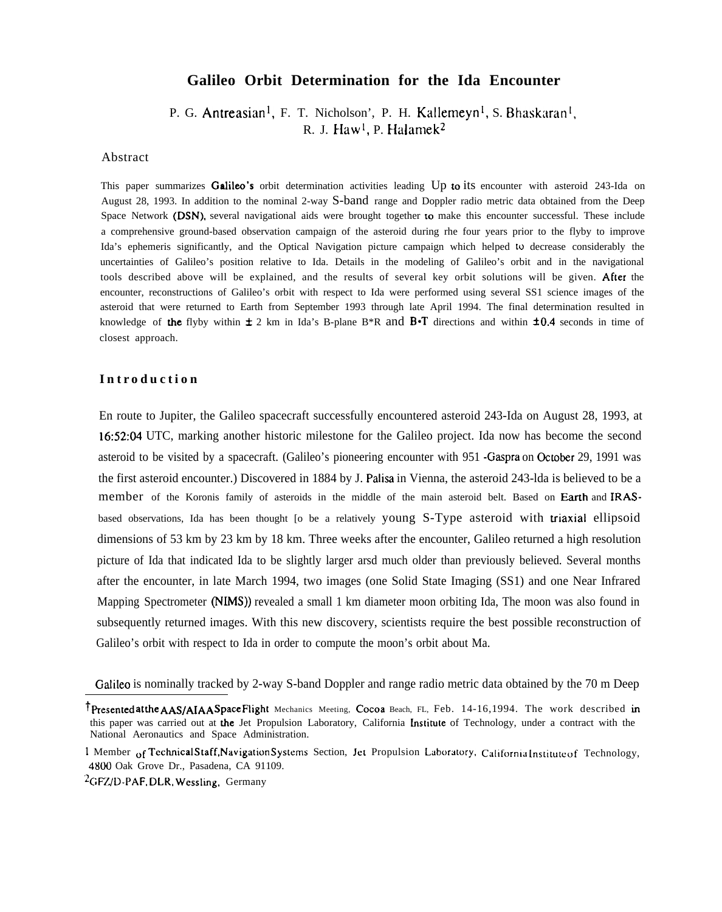# Galileo Orbit Determination for the Ida Encounter

P. G. Antreasian[1], F. T. Nicholson', P. H. Kallemeyn[1], S. Bhaskaran[1], R. J. Haw[1], P. Halamek[2]

## Abstract

This paper summarizes Galileo's orbit determination activities leading Up to its encounter with asteroid 243-Ida on August 28, 1993. In addition to the nominal 2-way S-band range and Doppler radio metric data obtained from the Deep Space Network (DSN), several navigational aids were brought together to make this encounter successful. These include a comprehensive ground-based observation campaign of the asteroid during rhe four years prior to the flyby to improve Ida's ephemeris significantly, and the Optical Navigation picture campaign which helped to decrease considerably the uncertainties of Galileo's position relative to Ida. Details in the modeling of Galileo's orbit and in the navigational tools described above will be explained, and the results of several key orbit solutions will be given. After the encounter, reconstructions of Galileo's orbit with respect to Ida were performed using several SS1 science images of the asteroid that were returned to Earth from September 1993 through late April 1994. The final determination resulted in knowledge of the flyby within ± 2 km in Ida's B-plane B*R and B•T directions and within ±0.4 seconds in time of closest approach.

## Introduction

En route to Jupiter, the Galileo spacecraft successfully encountered asteroid 243-Ida on August 28, 1993, at 16:52:04 UTC, marking another historic milestone for the Galileo project. Ida now has become the second asteroid to be visited by a spacecraft. (Galileo's pioneering encounter with 951 -Gaspra on October 29, 1991 was the first asteroid encounter.) Discovered in 1884 by J. Palisa in Vienna, the asteroid 243-lda is believed to be a member of the Koronis family of asteroids in the middle of the main asteroid belt. Based on Earth and IRAS-based observations, Ida has been thought [o be a relatively young S-Type asteroid with triaxial ellipsoid dimensions of 53 km by 23 km by 18 km. Three weeks after the encounter, Galileo returned a high resolution picture of Ida that indicated Ida to be slightly larger arsd much older than previously believed. Several months after the encounter, in late March 1994, two images (one Solid State Imaging (SS1) and one Near Infrared Mapping Spectrometer (NIMS)) revealed a small 1 km diameter moon orbiting Ida, The moon was also found in subsequently returned images. With this new discovery, scientists require the best possible reconstruction of Galileo's orbit with respect to Ida in order to compute the moon's orbit about Ma.

Galileo is nominally tracked by 2-way S-band Doppler and range radio metric data obtained by the 70 m Deep

---

† Presented at the AAS/AIAA Space Flight Mechanics Meeting, Cocoa Beach, FL, Feb. 14-16,1994. The work described in this paper was carried out at the Jet Propulsion Laboratory, California Institute of Technology, under a contract with the National Aeronautics and Space Administration.

1 Member of Technical Staff, Navigation Systems Section, Jet Propulsion Laboratory, California Institute of Technology, 4800 Oak Grove Dr., Pasadena, CA 91109.

2 GFZ/D-PAF, DLR, Wessling, Germany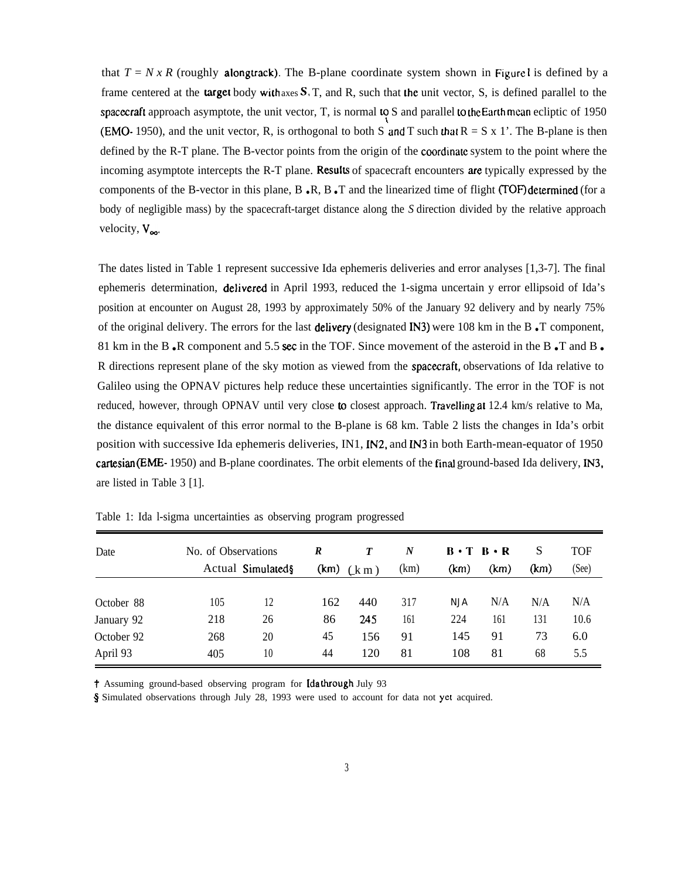that $T = N \times R$ (roughly alongtrack). The B-plane coordinate system shown in Figure 1 is defined by a frame centered at the target body with axes S, T, and R, such that the unit vector, S, is defined parallel to the spacecraft approach asymptote, the unit vector, T, is normal to S and parallel to the Earth mean ecliptic of 1950 (EMO- 1950), and the unit vector, R, is orthogonal to both S and T such that $R = S \times 1'$. The B-plane is then defined by the R-T plane. The B-vector points from the origin of the coordinate system to the point where the incoming asymptote intercepts the R-T plane. Results of spacecraft encounters are typically expressed by the components of the B-vector in this plane, B •R, B •T and the linearized time of flight (TOF) determined (for a body of negligible mass) by the spacecraft-target distance along the *S* direction divided by the relative approach velocity, $V_\infty$.

The dates listed in Table 1 represent successive Ida ephemeris deliveries and error analyses [1,3-7]. The final ephemeris determination, delivered in April 1993, reduced the 1-sigma uncertain y error ellipsoid of Ida's position at encounter on August 28, 1993 by approximately 50% of the January 92 delivery and by nearly 75% of the original delivery. The errors for the last delivery (designated IN3) were 108 km in the B •T component, 81 km in the B •R component and 5.5 sec in the TOF. Since movement of the asteroid in the B •T and B • R directions represent plane of the sky motion as viewed from the spacecraft, observations of Ida relative to Galileo using the OPNAV pictures help reduce these uncertainties significantly. The error in the TOF is not reduced, however, through OPNAV until very close to closest approach. Travelling at 12.4 km/s relative to Ma, the distance equivalent of this error normal to the B-plane is 68 km. Table 2 lists the changes in Ida's orbit position with successive Ida ephemeris deliveries, IN1, IN2, and IN3 in both Earth-mean-equator of 1950 cartesian (EME- 1950) and B-plane coordinates. The orbit elements of the final ground-based Ida delivery, IN3, are listed in Table 3 [1].

Table 1: Ida l-sigma uncertainties as observing program progressed

| Date | No. of Observations Actual | Simulated§ | *R* (km) | *T* (km) | *N* (km) | B • T (km) | B • R (km) | S (km) | TOF (Sec) |
|---|---|---|---|---|---|---|---|---|---|
| October 88 | 105 | 12 | 162 | 440 | 317 | N/A | N/A | N/A | N/A |
| January 92 | 218 | 26 | 86 | 245 | 161 | 224 | 161 | 131 | 10.6 |
| October 92 | 268 | 20 | 45 | 156 | 91 | 145 | 91 | 73 | 6.0 |
| April 93 | 405 | 10 | 44 | 120 | 81 | 108 | 81 | 68 | 5.5 |

† Assuming ground-based observing program for Ida through July 93

§ Simulated observations through July 28, 1993 were used to account for data not yet acquired.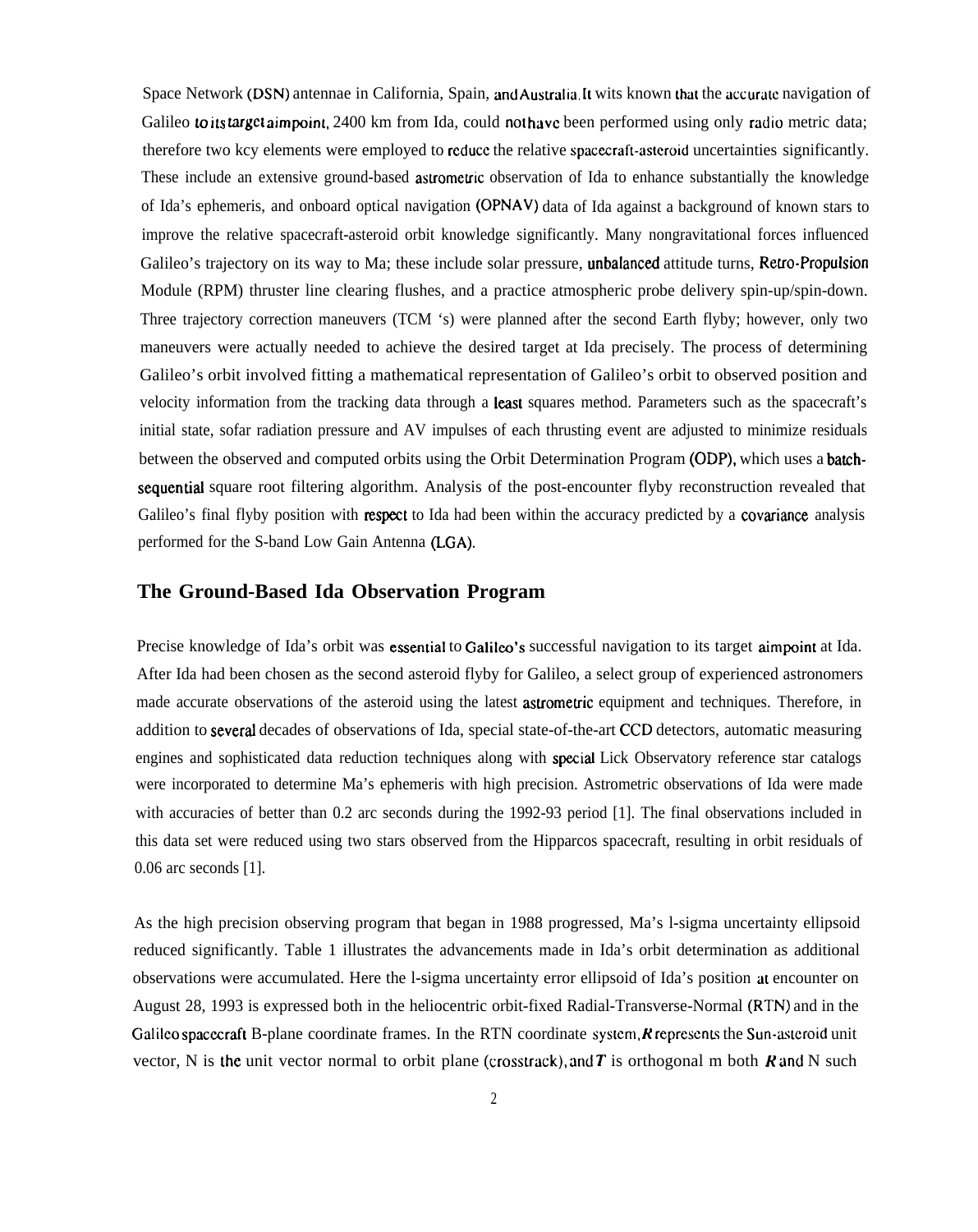Space Network (DSN) antennae in California, Spain, and Australia. It wits known that the accurate navigation of Galileo to its target aimpoint, 2400 km from Ida, could not have been performed using only radio metric data; therefore two kcy elements were employed to reduce the relative spacecraft-asteroid uncertainties significantly. These include an extensive ground-based astrometric observation of Ida to enhance substantially the knowledge of Ida's ephemeris, and onboard optical navigation (OPNAV) data of Ida against a background of known stars to improve the relative spacecraft-asteroid orbit knowledge significantly. Many nongravitational forces influenced Galileo's trajectory on its way to Ma; these include solar pressure, unbalanced attitude turns, Retro-Propulsion Module (RPM) thruster line clearing flushes, and a practice atmospheric probe delivery spin-up/spin-down. Three trajectory correction maneuvers (TCM 's) were planned after the second Earth flyby; however, only two maneuvers were actually needed to achieve the desired target at Ida precisely. The process of determining Galileo's orbit involved fitting a mathematical representation of Galileo's orbit to observed position and velocity information from the tracking data through a least squares method. Parameters such as the spacecraft's initial state, sofar radiation pressure and AV impulses of each thrusting event are adjusted to minimize residuals between the observed and computed orbits using the Orbit Determination Program (ODP), which uses a batch-sequential square root filtering algorithm. Analysis of the post-encounter flyby reconstruction revealed that Galileo's final flyby position with respect to Ida had been within the accuracy predicted by a covariance analysis performed for the S-band Low Gain Antenna (LGA).

## The Ground-Based Ida Observation Program

Precise knowledge of Ida's orbit was essential to Galileo's successful navigation to its target aimpoint at Ida. After Ida had been chosen as the second asteroid flyby for Galileo, a select group of experienced astronomers made accurate observations of the asteroid using the latest astrometric equipment and techniques. Therefore, in addition to several decades of observations of Ida, special state-of-the-art CCD detectors, automatic measuring engines and sophisticated data reduction techniques along with special Lick Observatory reference star catalogs were incorporated to determine Ma's ephemeris with high precision. Astrometric observations of Ida were made with accuracies of better than 0.2 arc seconds during the 1992-93 period [1]. The final observations included in this data set were reduced using two stars observed from the Hipparcos spacecraft, resulting in orbit residuals of 0.06 arc seconds [1].

As the high precision observing program that began in 1988 progressed, Ma's l-sigma uncertainty ellipsoid reduced significantly. Table 1 illustrates the advancements made in Ida's orbit determination as additional observations were accumulated. Here the l-sigma uncertainty error ellipsoid of Ida's position at encounter on August 28, 1993 is expressed both in the heliocentric orbit-fixed Radial-Transverse-Normal (RTN) and in the Galileo spacecraft B-plane coordinate frames. In the RTN coordinate system, $\boldsymbol{R}$ represents the Sun-asteroid unit vector, N is the unit vector normal to orbit plane (crosstrack), and $\boldsymbol{T}$ is orthogonal m both $\boldsymbol{R}$ and N such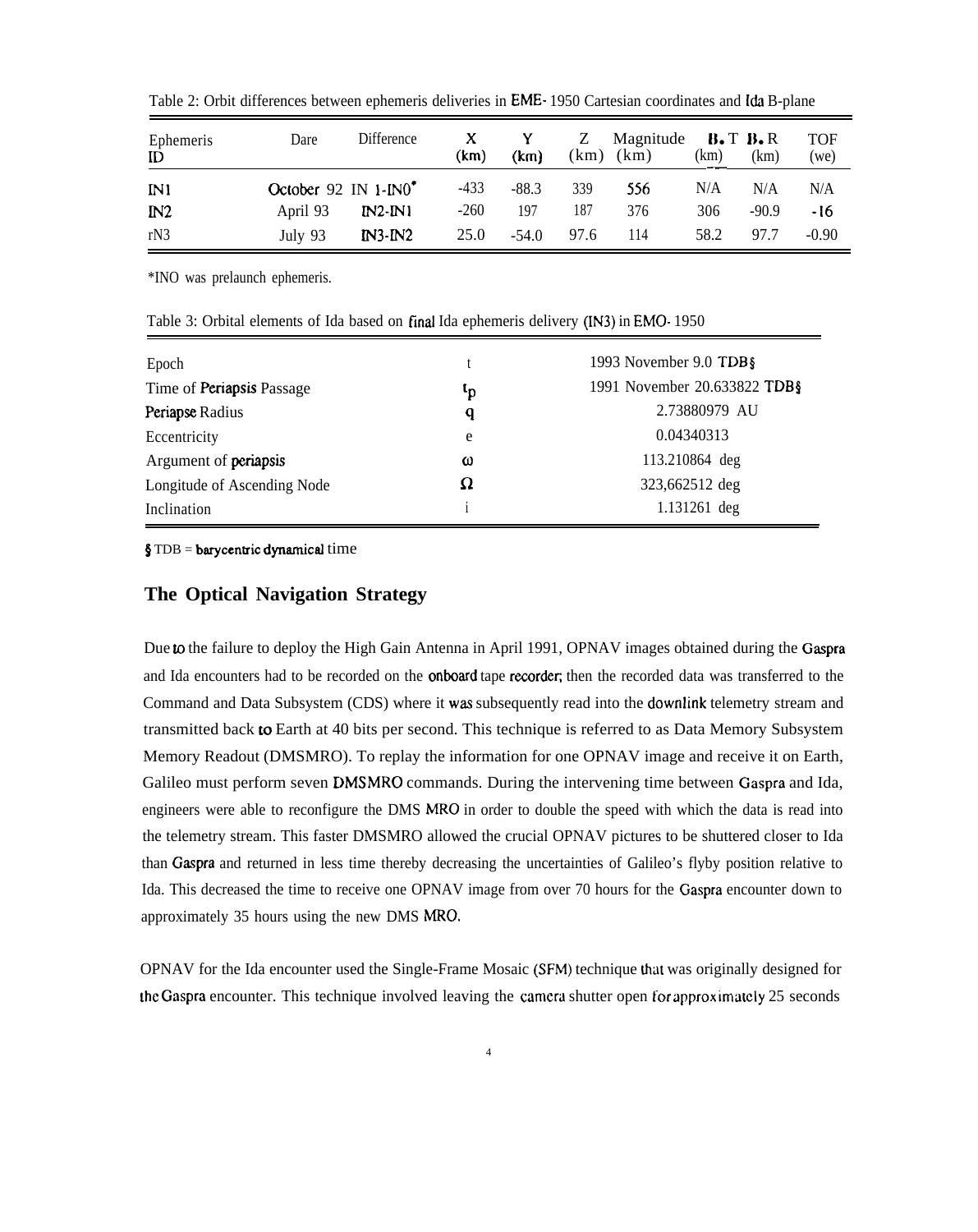Table 2: Orbit differences between ephemeris deliveries in EME-1950 Cartesian coordinates and Ida B-plane

| Ephemeris ID | Dare | Difference | X (km) | Y (km) | Z (km) | Magnitude (km) | B•T (km) | B•R (km) | TOF (we) |
|---|---|---|---|---|---|---|---|---|---|
| IN1 | October 92 | IN 1-IN0* | -433 | -88.3 | 339 | 556 | N/A | N/A | N/A |
| IN2 | April 93 | IN2-IN1 | -260 | 197 | 187 | 376 | 306 | -90.9 | -16 |
| rN3 | July 93 | IN3-IN2 | 25.0 | -54.0 | 97.6 | 114 | 58.2 | 97.7 | -0.90 |

*INO was prelaunch ephemeris.

Table 3: Orbital elements of Ida based on final Ida ephemeris delivery (IN3) in EMO-1950

| | | |
|---|---|---|
| Epoch | $t$ | 1993 November 9.0 TDB§ |
| Time of Periapsis Passage | $t_p$ | 1991 November 20.633822 TDB§ |
| Periapse Radius | $q$ | 2.73880979 AU |
| Eccentricity | $e$ | 0.04340313 |
| Argument of periapsis | $\omega$ | 113.210864 deg |
| Longitude of Ascending Node | $\Omega$ | 323,662512 deg |
| Inclination | $i$ | 1.131261 deg |

§ TDB = barycentric dynamical time

## The Optical Navigation Strategy

Due to the failure to deploy the High Gain Antenna in April 1991, OPNAV images obtained during the Gaspra and Ida encounters had to be recorded on the onboard tape recorder; then the recorded data was transferred to the Command and Data Subsystem (CDS) where it was subsequently read into the downlink telemetry stream and transmitted back to Earth at 40 bits per second. This technique is referred to as Data Memory Subsystem Memory Readout (DMSMRO). To replay the information for one OPNAV image and receive it on Earth, Galileo must perform seven DMSMRO commands. During the intervening time between Gaspra and Ida, engineers were able to reconfigure the DMS MRO in order to double the speed with which the data is read into the telemetry stream. This faster DMSMRO allowed the crucial OPNAV pictures to be shuttered closer to Ida than Gaspra and returned in less time thereby decreasing the uncertainties of Galileo's flyby position relative to Ida. This decreased the time to receive one OPNAV image from over 70 hours for the Gaspra encounter down to approximately 35 hours using the new DMS MRO.

OPNAV for the Ida encounter used the Single-Frame Mosaic (SFM) technique that was originally designed for the Gaspra encounter. This technique involved leaving the camera shutter open for approximately 25 seconds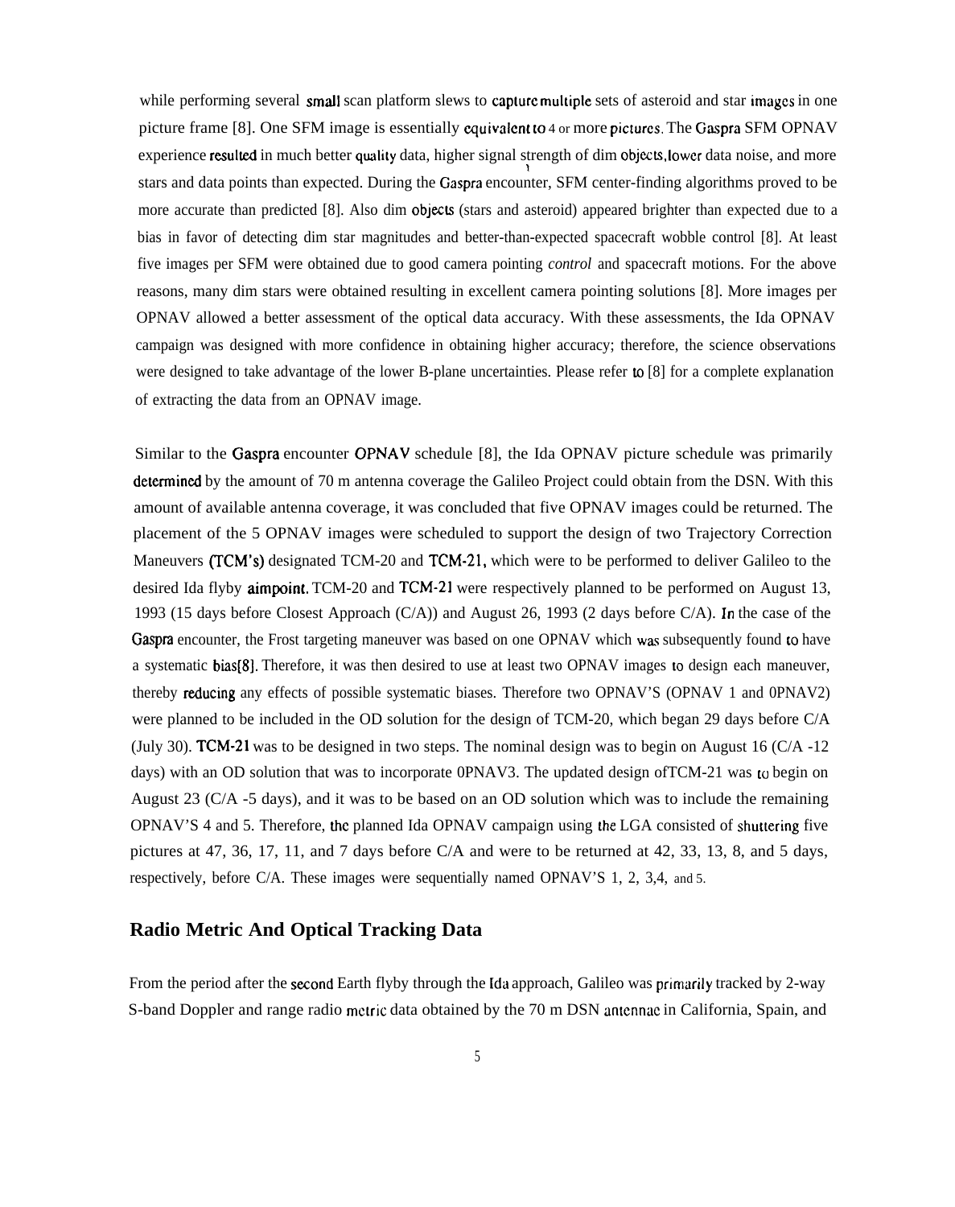while performing several small scan platform slews to capture multiple sets of asteroid and star images in one picture frame [8]. One SFM image is essentially equivalent to 4 or more pictures. The Gaspra SFM OPNAV experience resulted in much better quality data, higher signal strength of dim objects, lower data noise, and more stars and data points than expected. During the Gaspra encounter, SFM center-finding algorithms proved to be more accurate than predicted [8]. Also dim objects (stars and asteroid) appeared brighter than expected due to a bias in favor of detecting dim star magnitudes and better-than-expected spacecraft wobble control [8]. At least five images per SFM were obtained due to good camera pointing *control* and spacecraft motions. For the above reasons, many dim stars were obtained resulting in excellent camera pointing solutions [8]. More images per OPNAV allowed a better assessment of the optical data accuracy. With these assessments, the Ida OPNAV campaign was designed with more confidence in obtaining higher accuracy; therefore, the science observations were designed to take advantage of the lower B-plane uncertainties. Please refer to [8] for a complete explanation of extracting the data from an OPNAV image.

Similar to the Gaspra encounter OPNAV schedule [8], the Ida OPNAV picture schedule was primarily determined by the amount of 70 m antenna coverage the Galileo Project could obtain from the DSN. With this amount of available antenna coverage, it was concluded that five OPNAV images could be returned. The placement of the 5 OPNAV images were scheduled to support the design of two Trajectory Correction Maneuvers (TCM's) designated TCM-20 and TCM-21, which were to be performed to deliver Galileo to the desired Ida flyby aimpoint. TCM-20 and TCM-21 were respectively planned to be performed on August 13, 1993 (15 days before Closest Approach (C/A)) and August 26, 1993 (2 days before C/A). In the case of the Gaspra encounter, the Frost targeting maneuver was based on one OPNAV which was subsequently found to have a systematic bias[8]. Therefore, it was then desired to use at least two OPNAV images to design each maneuver, thereby reducing any effects of possible systematic biases. Therefore two OPNAV'S (OPNAV 1 and 0PNAV2) were planned to be included in the OD solution for the design of TCM-20, which began 29 days before C/A (July 30). TCM-21 was to be designed in two steps. The nominal design was to begin on August 16 (C/A -12 days) with an OD solution that was to incorporate 0PNAV3. The updated design ofTCM-21 was to begin on August 23 (C/A -5 days), and it was to be based on an OD solution which was to include the remaining OPNAV'S 4 and 5. Therefore, the planned Ida OPNAV campaign using the LGA consisted of shuttering five pictures at 47, 36, 17, 11, and 7 days before C/A and were to be returned at 42, 33, 13, 8, and 5 days, respectively, before C/A. These images were sequentially named OPNAV'S 1, 2, 3,4, and 5.

## Radio Metric And Optical Tracking Data

From the period after the second Earth flyby through the Ida approach, Galileo was primarily tracked by 2-way S-band Doppler and range radio metric data obtained by the 70 m DSN antennae in California, Spain, and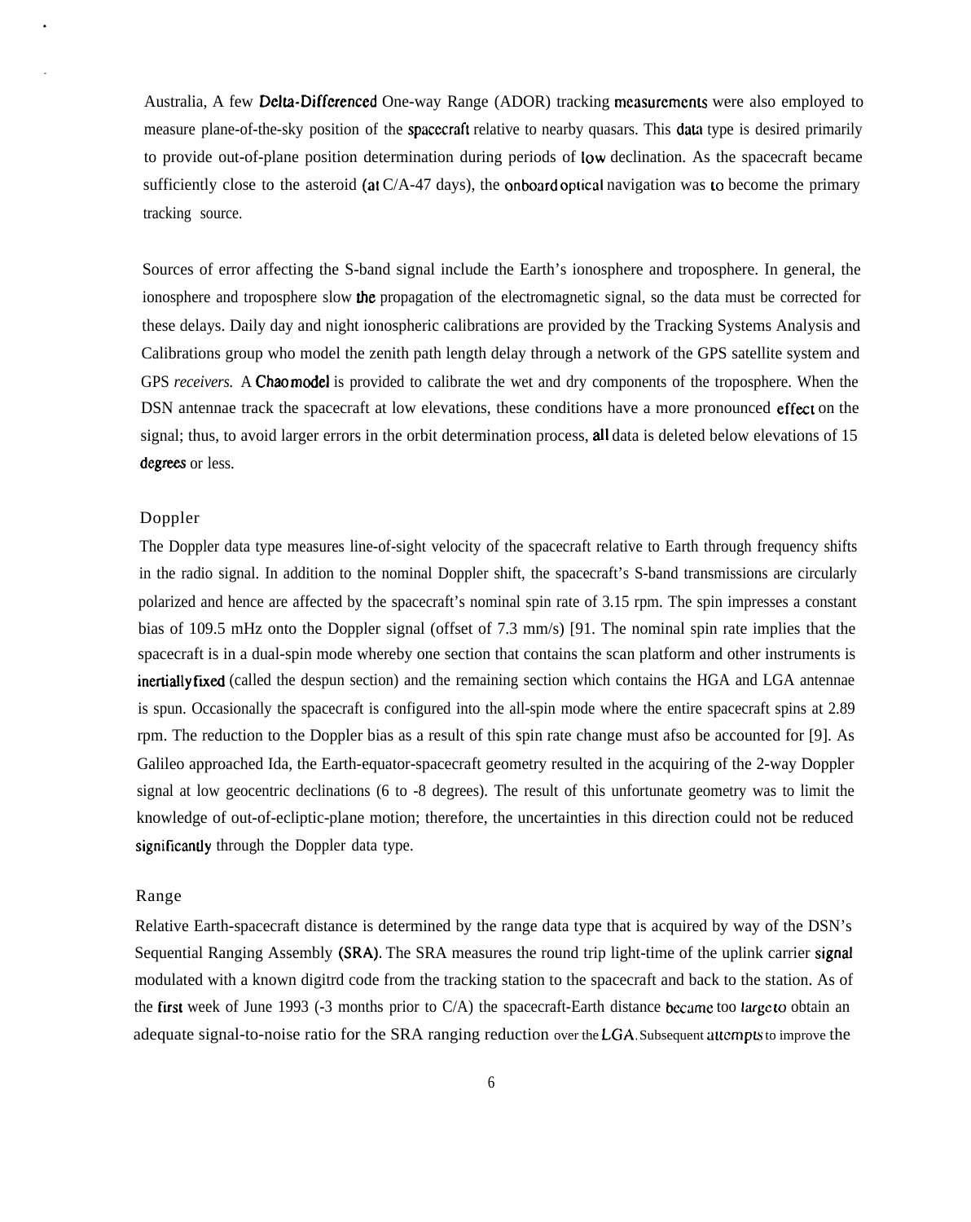Australia, A few Delta-Differenced One-way Range (ADOR) tracking measurements were also employed to measure plane-of-the-sky position of the spacecraft relative to nearby quasars. This data type is desired primarily to provide out-of-plane position determination during periods of low declination. As the spacecraft became sufficiently close to the asteroid (at C/A-47 days), the onboard optical navigation was to become the primary tracking source.

Sources of error affecting the S-band signal include the Earth's ionosphere and troposphere. In general, the ionosphere and troposphere slow the propagation of the electromagnetic signal, so the data must be corrected for these delays. Daily day and night ionospheric calibrations are provided by the Tracking Systems Analysis and Calibrations group who model the zenith path length delay through a network of the GPS satellite system and GPS *receivers.* A Chao model is provided to calibrate the wet and dry components of the troposphere. When the DSN antennae track the spacecraft at low elevations, these conditions have a more pronounced effect on the signal; thus, to avoid larger errors in the orbit determination process, all data is deleted below elevations of 15 degrees or less.

### Doppler

The Doppler data type measures line-of-sight velocity of the spacecraft relative to Earth through frequency shifts in the radio signal. In addition to the nominal Doppler shift, the spacecraft's S-band transmissions are circularly polarized and hence are affected by the spacecraft's nominal spin rate of 3.15 rpm. The spin impresses a constant bias of 109.5 mHz onto the Doppler signal (offset of 7.3 mm/s) [91. The nominal spin rate implies that the spacecraft is in a dual-spin mode whereby one section that contains the scan platform and other instruments is inertially fixed (called the despun section) and the remaining section which contains the HGA and LGA antennae is spun. Occasionally the spacecraft is configured into the all-spin mode where the entire spacecraft spins at 2.89 rpm. The reduction to the Doppler bias as a result of this spin rate change must afso be accounted for [9]. As Galileo approached Ida, the Earth-equator-spacecraft geometry resulted in the acquiring of the 2-way Doppler signal at low geocentric declinations (6 to -8 degrees). The result of this unfortunate geometry was to limit the knowledge of out-of-ecliptic-plane motion; therefore, the uncertainties in this direction could not be reduced significantly through the Doppler data type.

### Range

Relative Earth-spacecraft distance is determined by the range data type that is acquired by way of the DSN's Sequential Ranging Assembly (SRA). The SRA measures the round trip light-time of the uplink carrier signal modulated with a known digitrd code from the tracking station to the spacecraft and back to the station. As of the first week of June 1993 (-3 months prior to C/A) the spacecraft-Earth distance became too large to obtain an adequate signal-to-noise ratio for the SRA ranging reduction over the LGA. Subsequent attempts to improve the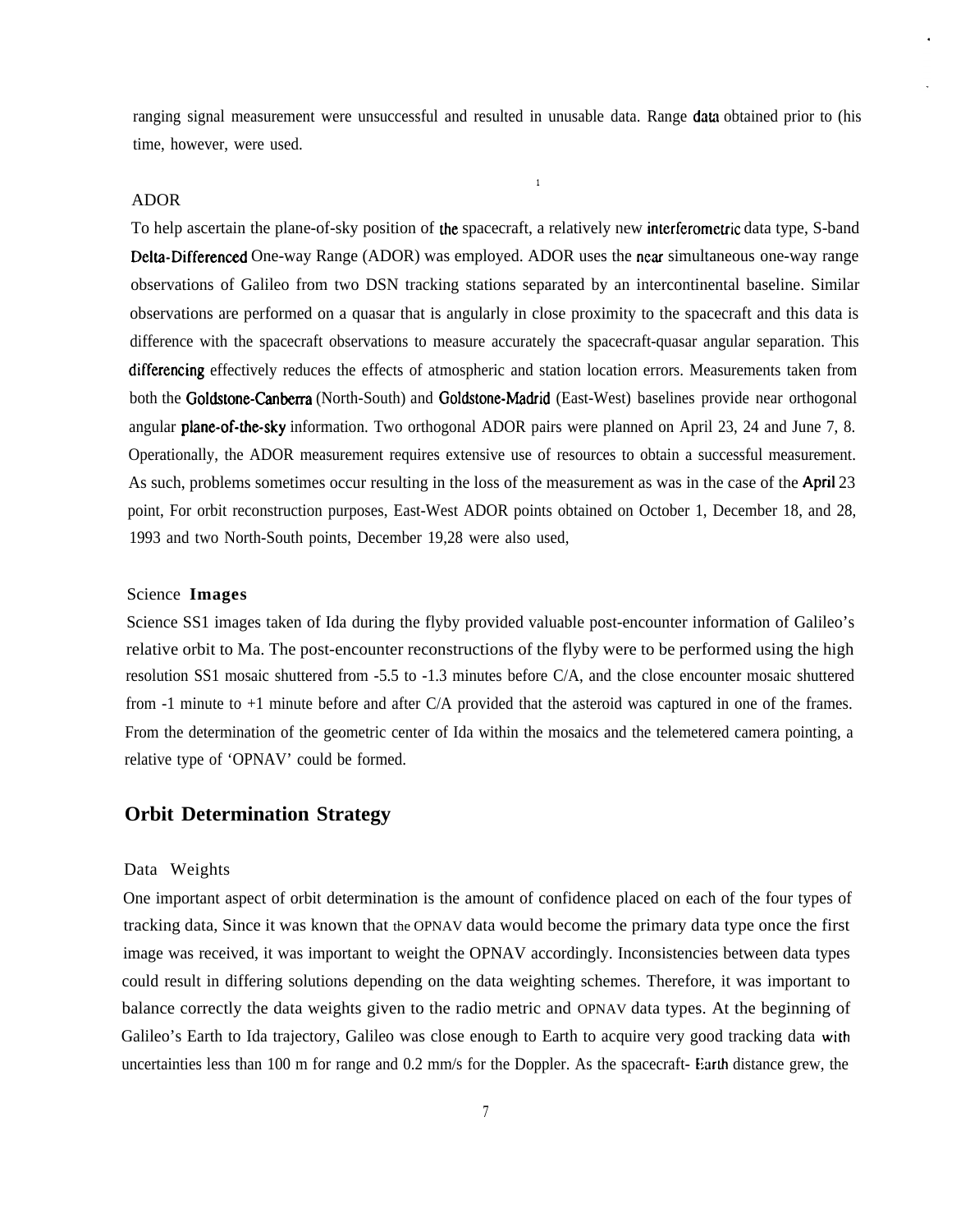ranging signal measurement were unsuccessful and resulted in unusable data. Range data obtained prior to (his time, however, were used.

### ADOR

To help ascertain the plane-of-sky position of the spacecraft, a relatively new interferometric data type, S-band Delta-Differenced One-way Range (ADOR) was employed. ADOR uses the near simultaneous one-way range observations of Galileo from two DSN tracking stations separated by an intercontinental baseline. Similar observations are performed on a quasar that is angularly in close proximity to the spacecraft and this data is difference with the spacecraft observations to measure accurately the spacecraft-quasar angular separation. This differencing effectively reduces the effects of atmospheric and station location errors. Measurements taken from both the Goldstone-Canberra (North-South) and Goldstone-Madrid (East-West) baselines provide near orthogonal angular plane-of-the-sky information. Two orthogonal ADOR pairs were planned on April 23, 24 and June 7, 8. Operationally, the ADOR measurement requires extensive use of resources to obtain a successful measurement. As such, problems sometimes occur resulting in the loss of the measurement as was in the case of the April 23 point, For orbit reconstruction purposes, East-West ADOR points obtained on October 1, December 18, and 28, 1993 and two North-South points, December 19,28 were also used,

### Science **Images**

Science SS1 images taken of Ida during the flyby provided valuable post-encounter information of Galileo's relative orbit to Ma. The post-encounter reconstructions of the flyby were to be performed using the high resolution SS1 mosaic shuttered from -5.5 to -1.3 minutes before C/A, and the close encounter mosaic shuttered from -1 minute to +1 minute before and after C/A provided that the asteroid was captured in one of the frames. From the determination of the geometric center of Ida within the mosaics and the telemetered camera pointing, a relative type of 'OPNAV' could be formed.

## Orbit Determination Strategy

### Data Weights

One important aspect of orbit determination is the amount of confidence placed on each of the four types of tracking data, Since it was known that the OPNAV data would become the primary data type once the first image was received, it was important to weight the OPNAV accordingly. Inconsistencies between data types could result in differing solutions depending on the data weighting schemes. Therefore, it was important to balance correctly the data weights given to the radio metric and OPNAV data types. At the beginning of Galileo's Earth to Ida trajectory, Galileo was close enough to Earth to acquire very good tracking data with uncertainties less than 100 m for range and 0.2 mm/s for the Doppler. As the spacecraft- Earth distance grew, the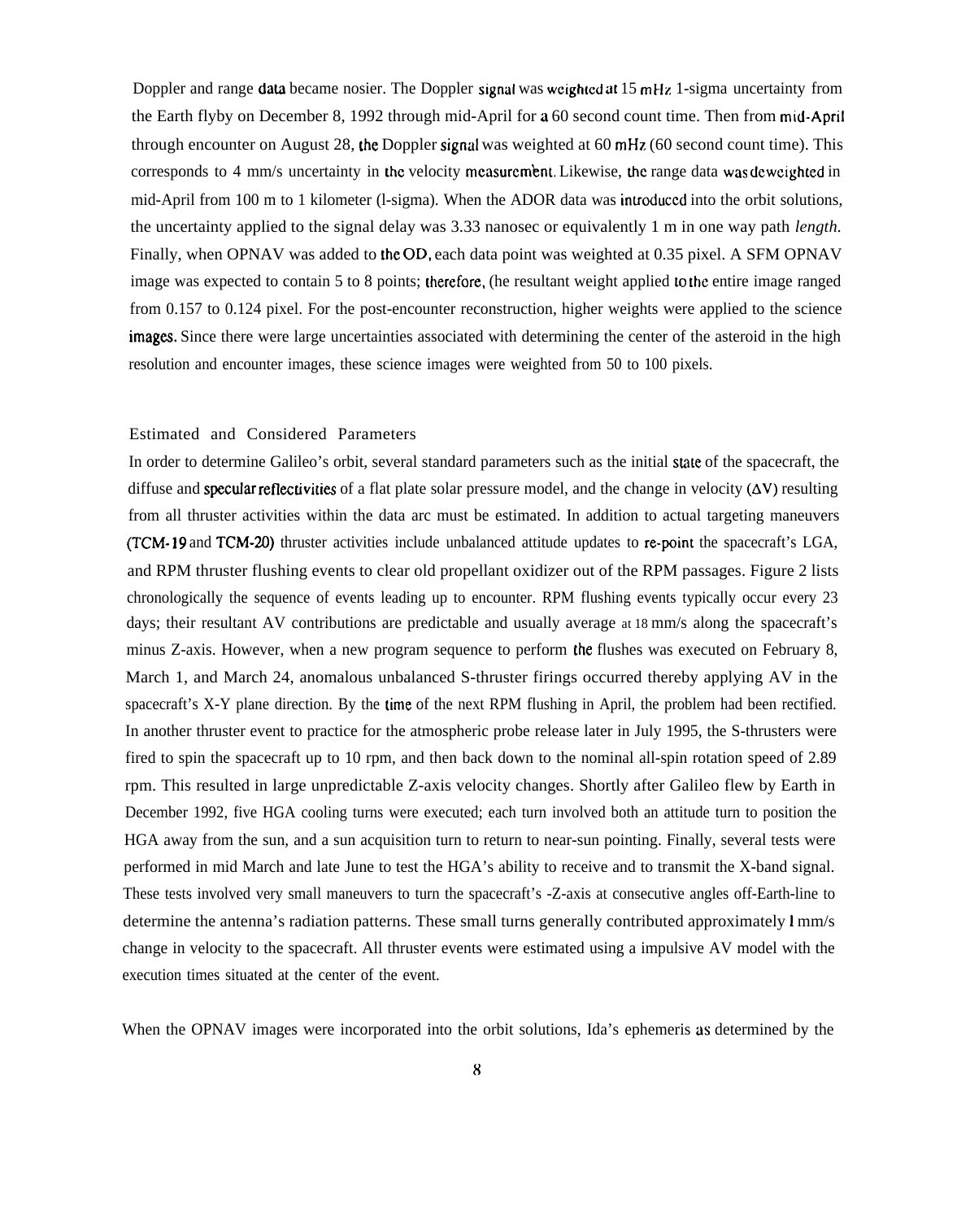Doppler and range data became nosier. The Doppler signal was weighted at 15 mHz 1-sigma uncertainty from the Earth flyby on December 8, 1992 through mid-April for a 60 second count time. Then from mid-April through encounter on August 28, the Doppler signal was weighted at 60 mHz (60 second count time). This corresponds to 4 mm/s uncertainty in the velocity measurement. Likewise, the range data was deweighted in mid-April from 100 m to 1 kilometer (l-sigma). When the ADOR data was introduced into the orbit solutions, the uncertainty applied to the signal delay was 3.33 nanosec or equivalently 1 m in one way path *length.* Finally, when OPNAV was added to the OD, each data point was weighted at 0.35 pixel. A SFM OPNAV image was expected to contain 5 to 8 points; therefore, (he resultant weight applied to the entire image ranged from 0.157 to 0.124 pixel. For the post-encounter reconstruction, higher weights were applied to the science images. Since there were large uncertainties associated with determining the center of the asteroid in the high resolution and encounter images, these science images were weighted from 50 to 100 pixels.

## Estimated and Considered Parameters

In order to determine Galileo's orbit, several standard parameters such as the initial state of the spacecraft, the diffuse and specular reflectivities of a flat plate solar pressure model, and the change in velocity ($\Delta V$) resulting from all thruster activities within the data arc must be estimated. In addition to actual targeting maneuvers (TCM-19 and TCM-20) thruster activities include unbalanced attitude updates to re-point the spacecraft's LGA, and RPM thruster flushing events to clear old propellant oxidizer out of the RPM passages. Figure 2 lists chronologically the sequence of events leading up to encounter. RPM flushing events typically occur every 23 days; their resultant AV contributions are predictable and usually average at 18 mm/s along the spacecraft's minus Z-axis. However, when a new program sequence to perform the flushes was executed on February 8, March 1, and March 24, anomalous unbalanced S-thruster firings occurred thereby applying AV in the spacecraft's X-Y plane direction. By the time of the next RPM flushing in April, the problem had been rectified. In another thruster event to practice for the atmospheric probe release later in July 1995, the S-thrusters were fired to spin the spacecraft up to 10 rpm, and then back down to the nominal all-spin rotation speed of 2.89 rpm. This resulted in large unpredictable Z-axis velocity changes. Shortly after Galileo flew by Earth in December 1992, five HGA cooling turns were executed; each turn involved both an attitude turn to position the HGA away from the sun, and a sun acquisition turn to return to near-sun pointing. Finally, several tests were performed in mid March and late June to test the HGA's ability to receive and to transmit the X-band signal. These tests involved very small maneuvers to turn the spacecraft's -Z-axis at consecutive angles off-Earth-line to determine the antenna's radiation patterns. These small turns generally contributed approximately l mm/s change in velocity to the spacecraft. All thruster events were estimated using a impulsive AV model with the execution times situated at the center of the event.

When the OPNAV images were incorporated into the orbit solutions, Ida's ephemeris as determined by the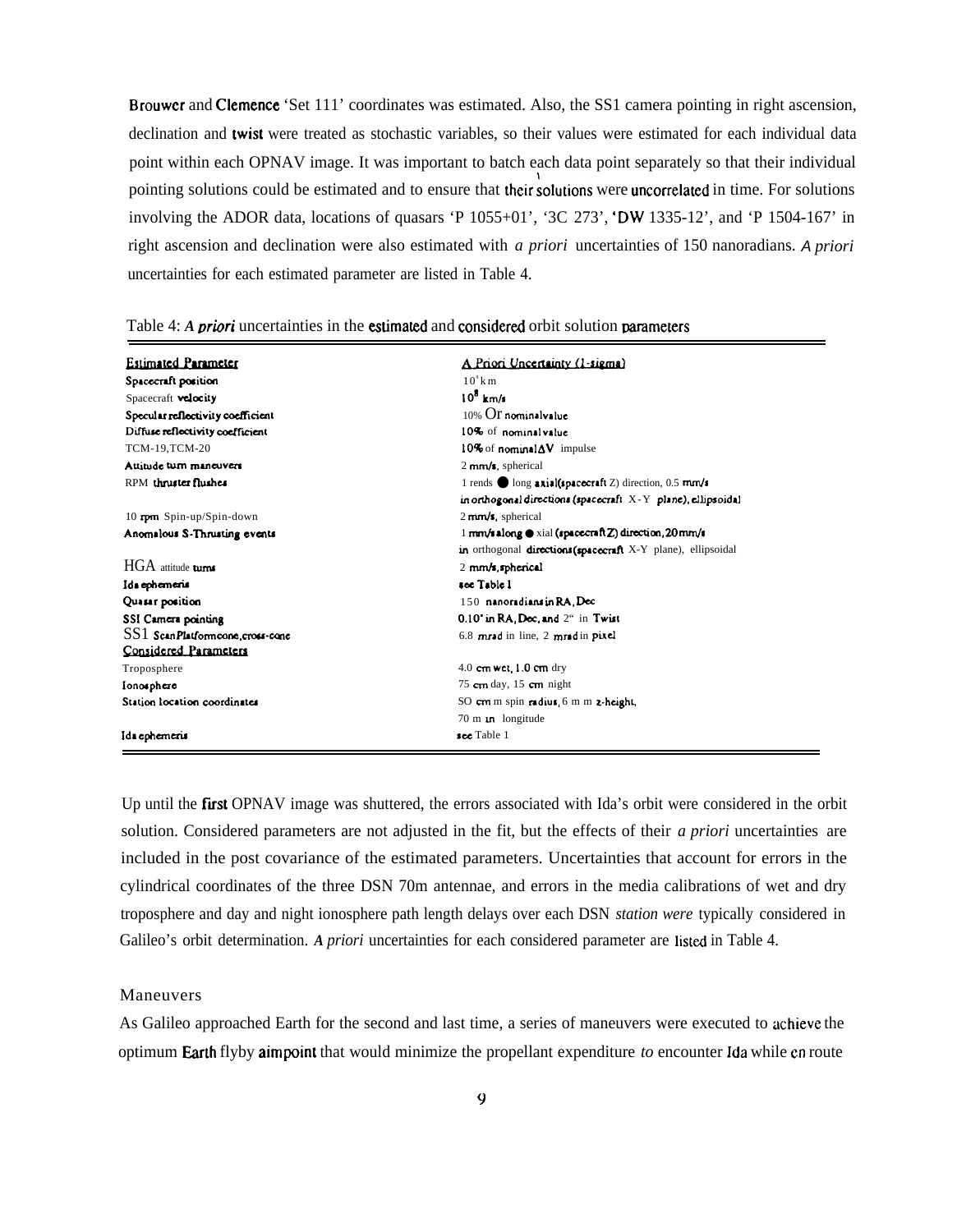Brouwer and Clemence 'Set 111' coordinates was estimated. Also, the SS1 camera pointing in right ascension, declination and twist were treated as stochastic variables, so their values were estimated for each individual data point within each OPNAV image. It was important to batch each data point separately so that their individual pointing solutions could be estimated and to ensure that their solutions were uncorrelated in time. For solutions involving the ADOR data, locations of quasars 'P 1055+01', '3C 273', 'DW 1335-12', and 'P 1504-167' in right ascension and declination were also estimated with *a priori* uncertainties of 150 nanoradians. *A priori* uncertainties for each estimated parameter are listed in Table 4.

Table 4: *A priori* uncertainties in the estimated and considered orbit solution parameters

| Estimated Parameter | A Priori Uncertainty (1-sigma) |
|---|---|
| Spacecraft position | $10^8$ km |
| Spacecraft velocity | $10^8$ km/s |
| Specular reflectivity coefficient | 10% Or nominal value |
| Diffuse reflectivity coefficient | 10% of nominal value |
| TCM-19,TCM-20 | 10% of nominal $\Delta V$ impulse |
| Attitude turn maneuvers | 2 mm/s, spherical |
| RPM thruster flushes | 1 rends ● long axial (spacecraft Z) direction, 0.5 mm/s in orthogonal directions (spacecraft X-Y plane), ellipsoidal |
| 10 rpm Spin-up/Spin-down | 2 mm/s, spherical |
| Anomalous S-Thrusting events | 1 mm/s along ● xial (spacecraft Z) direction, 20 mm/s in orthogonal directions (spacecraft X-Y plane), ellipsoidal |
| HGA attitude turns | 2 mm/s, spherical |
| Ida ephemeris | see Table 1 |
| Quasar position | 150 nanoradians in RA, Dec |
| SSI Camera pointing | 0.10° in RA, Dec, and 2° in Twist |
| SS1 Scan Platform cone, cross-cone | 6.8 mrad in line, 2 mrad in pixel |
| **Considered Parameters** | |
| Troposphere | 4.0 cm wet, 1.0 cm dry |
| Ionosphere | 75 cm day, 15 cm night |
| Station location coordinates | SO cm m spin radius, 6 m m z-height, 70 m in longitude |
| Ida ephemeris | see Table 1 |

Up until the first OPNAV image was shuttered, the errors associated with Ida's orbit were considered in the orbit solution. Considered parameters are not adjusted in the fit, but the effects of their *a priori* uncertainties are included in the post covariance of the estimated parameters. Uncertainties that account for errors in the cylindrical coordinates of the three DSN 70m antennae, and errors in the media calibrations of wet and dry troposphere and day and night ionosphere path length delays over each DSN *station were* typically considered in Galileo's orbit determination. *A priori* uncertainties for each considered parameter are listed in Table 4.

## Maneuvers

As Galileo approached Earth for the second and last time, a series of maneuvers were executed to achieve the optimum Earth flyby aimpoint that would minimize the propellant expenditure *to* encounter Ida while en route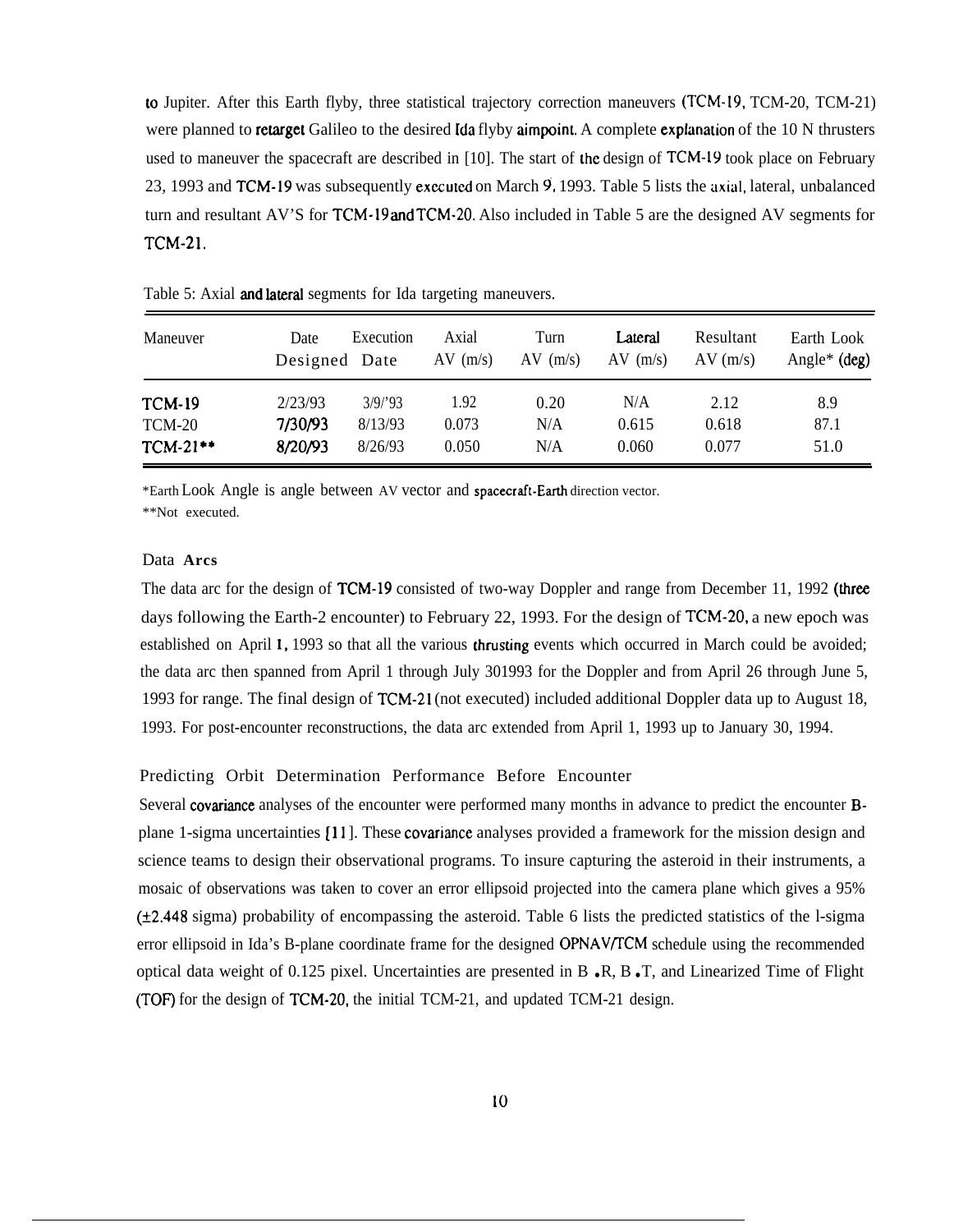to Jupiter. After this Earth flyby, three statistical trajectory correction maneuvers (TCM-19, TCM-20, TCM-21) were planned to retarget Galileo to the desired Ida flyby aimpoint. A complete explanation of the 10 N thrusters used to maneuver the spacecraft are described in [10]. The start of the design of TCM-19 took place on February 23, 1993 and TCM-19 was subsequently executed on March 9, 1993. Table 5 lists the axial, lateral, unbalanced turn and resultant ΔV'S for TCM-19 and TCM-20. Also included in Table 5 are the designed ΔV segments for TCM-21.

Table 5: Axial and lateral segments for Ida targeting maneuvers.

| Maneuver | Date Designed | Execution Date | Axial ΔV (m/s) | Turn ΔV (m/s) | Lateral ΔV (m/s) | Resultant ΔV (m/s) | Earth Look Angle* (deg) |
|---|---|---|---|---|---|---|---|
| TCM-19 | 2/23/93 | 3/9/'93 | 1.92 | 0.20 | N/A | 2.12 | 8.9 |
| TCM-20 | 7/30/93 | 8/13/93 | 0.073 | N/A | 0.615 | 0.618 | 87.1 |
| TCM-21** | 8/20/93 | 8/26/93 | 0.050 | N/A | 0.060 | 0.077 | 51.0 |

*Earth Look Angle is angle between ΔV vector and spacecraft-Earth direction vector.
**Not executed.

### Data Arcs

The data arc for the design of TCM-19 consisted of two-way Doppler and range from December 11, 1992 (three days following the Earth-2 encounter) to February 22, 1993. For the design of TCM-20, a new epoch was established on April 1, 1993 so that all the various thrusting events which occurred in March could be avoided; the data arc then spanned from April 1 through July 301993 for the Doppler and from April 26 through June 5, 1993 for range. The final design of TCM-21 (not executed) included additional Doppler data up to August 18, 1993. For post-encounter reconstructions, the data arc extended from April 1, 1993 up to January 30, 1994.

### Predicting Orbit Determination Performance Before Encounter

Several covariance analyses of the encounter were performed many months in advance to predict the encounter B-plane 1-sigma uncertainties [11]. These covariance analyses provided a framework for the mission design and science teams to design their observational programs. To insure capturing the asteroid in their instruments, a mosaic of observations was taken to cover an error ellipsoid projected into the camera plane which gives a 95% (±2.448 sigma) probability of encompassing the asteroid. Table 6 lists the predicted statistics of the l-sigma error ellipsoid in Ida's B-plane coordinate frame for the designed OPNAV/TCM schedule using the recommended optical data weight of 0.125 pixel. Uncertainties are presented in B•R, B•T, and Linearized Time of Flight (TOF) for the design of TCM-20, the initial TCM-21, and updated TCM-21 design.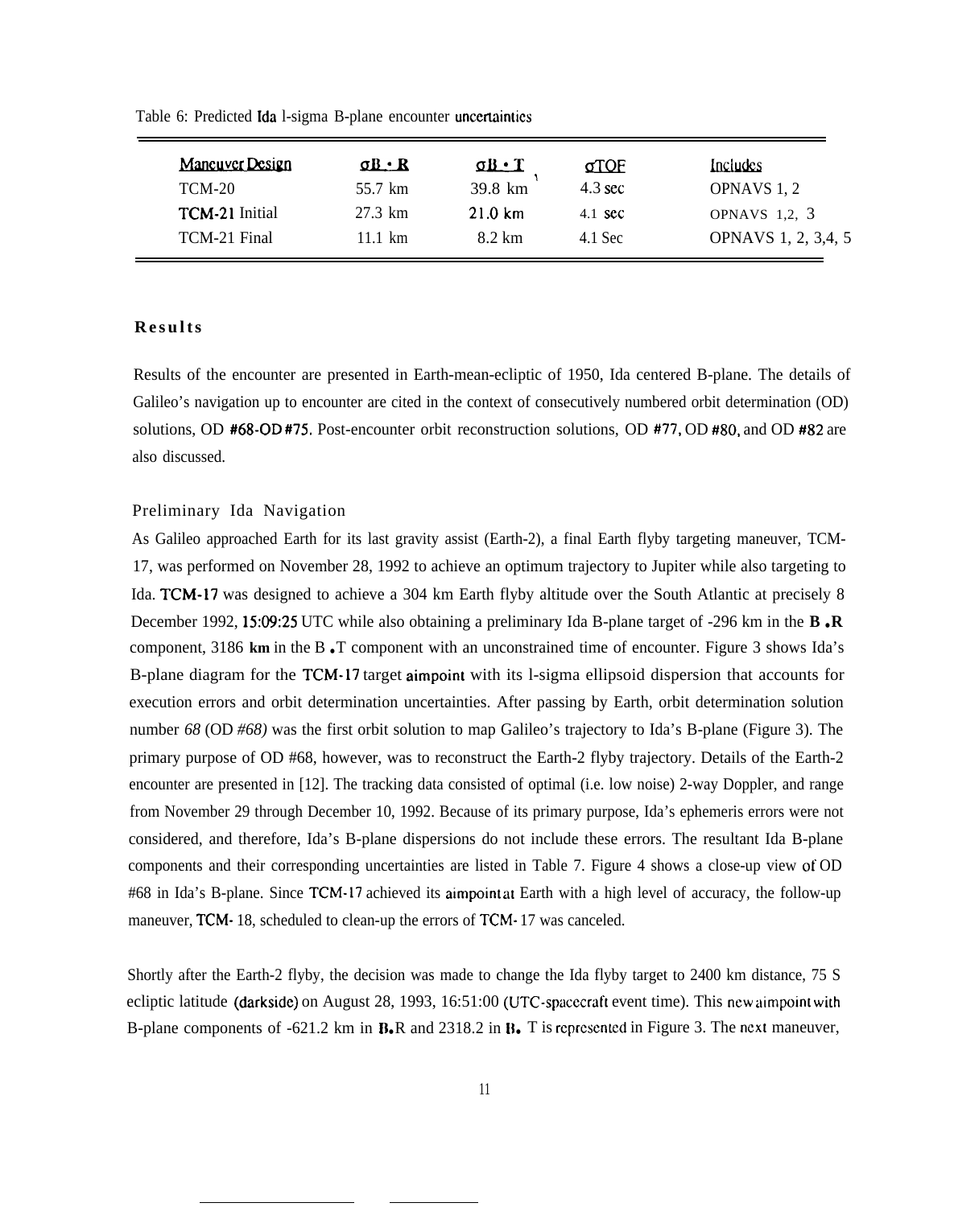Table 6: Predicted Ida 1-sigma B-plane encounter uncertainties

| Maneuver Design | σB · R | σB · T | σTOF | Includes |
|---|---|---|---|---|
| TCM-20 | 55.7 km | 39.8 km | 4.3 sec | OPNAVS 1, 2 |
| TCM-21 Initial | 27.3 km | 21.0 km | 4.1 sec | OPNAVS 1,2, 3 |
| TCM-21 Final | 11.1 km | 8.2 km | 4.1 Sec | OPNAVS 1, 2, 3,4, 5 |

## Results

Results of the encounter are presented in Earth-mean-ecliptic of 1950, Ida centered B-plane. The details of Galileo's navigation up to encounter are cited in the context of consecutively numbered orbit determination (OD) solutions, OD #68-OD #75. Post-encounter orbit reconstruction solutions, OD #77, OD #80, and OD #82 are also discussed.

### Preliminary Ida Navigation

As Galileo approached Earth for its last gravity assist (Earth-2), a final Earth flyby targeting maneuver, TCM-17, was performed on November 28, 1992 to achieve an optimum trajectory to Jupiter while also targeting to Ida. TCM-17 was designed to achieve a 304 km Earth flyby altitude over the South Atlantic at precisely 8 December 1992, 15:09:25 UTC while also obtaining a preliminary Ida B-plane target of -296 km in the **B • R** component, 3186 **km** in the B • T component with an unconstrained time of encounter. Figure 3 shows Ida's B-plane diagram for the TCM-17 target aimpoint with its 1-sigma ellipsoid dispersion that accounts for execution errors and orbit determination uncertainties. After passing by Earth, orbit determination solution number *68* (OD *#68)* was the first orbit solution to map Galileo's trajectory to Ida's B-plane (Figure 3). The primary purpose of OD #68, however, was to reconstruct the Earth-2 flyby trajectory. Details of the Earth-2 encounter are presented in [12]. The tracking data consisted of optimal (i.e. low noise) 2-way Doppler, and range from November 29 through December 10, 1992. Because of its primary purpose, Ida's ephemeris errors were not considered, and therefore, Ida's B-plane dispersions do not include these errors. The resultant Ida B-plane components and their corresponding uncertainties are listed in Table 7. Figure 4 shows a close-up view of OD #68 in Ida's B-plane. Since TCM-17 achieved its aimpoint at Earth with a high level of accuracy, the follow-up maneuver, TCM-18, scheduled to clean-up the errors of TCM-17 was canceled.

Shortly after the Earth-2 flyby, the decision was made to change the Ida flyby target to 2400 km distance, 75 S ecliptic latitude (darkside) on August 28, 1993, 16:51:00 (UTC-spacecraft event time). This new aimpoint with B-plane components of -621.2 km in B•R and 2318.2 in B• T is represented in Figure 3. The next maneuver,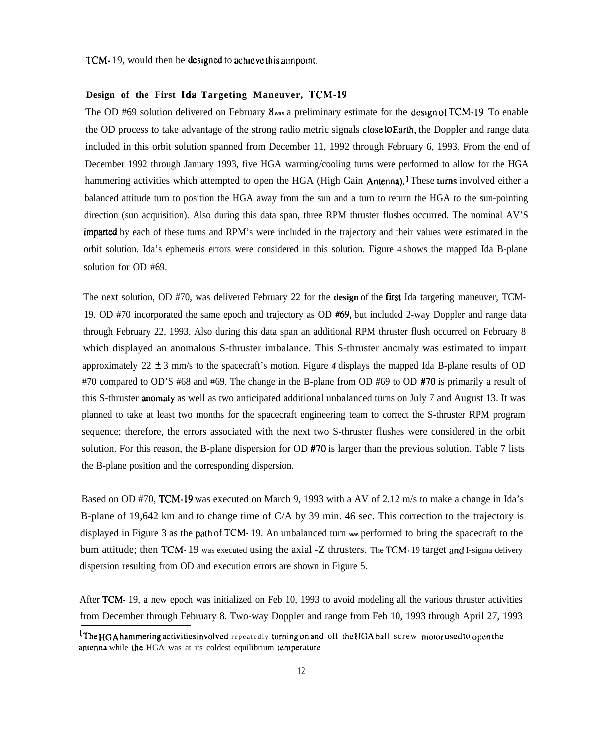TCM-19, would then be designed to achieve this aimpoint.

### Design of the First Ida Targeting Maneuver, TCM-19

The OD #69 solution delivered on February 8 was a preliminary estimate for the design of TCM-19. To enable the OD process to take advantage of the strong radio metric signals close to Earth, the Doppler and range data included in this orbit solution spanned from December 11, 1992 through February 6, 1993. From the end of December 1992 through January 1993, five HGA warming/cooling turns were performed to allow for the HGA hammering activities which attempted to open the HGA (High Gain Antenna).[1] These turns involved either a balanced attitude turn to position the HGA away from the sun and a turn to return the HGA to the sun-pointing direction (sun acquisition). Also during this data span, three RPM thruster flushes occurred. The nominal ΔV'S imparted by each of these turns and RPM's were included in the trajectory and their values were estimated in the orbit solution. Ida's ephemeris errors were considered in this solution. Figure 4 shows the mapped Ida B-plane solution for OD #69.

The next solution, OD #70, was delivered February 22 for the **design** of the first Ida targeting maneuver, TCM-19. OD #70 incorporated the same epoch and trajectory as OD #69, but included 2-way Doppler and range data through February 22, 1993. Also during this data span an additional RPM thruster flush occurred on February 8 which displayed an anomalous S-thruster imbalance. This S-thruster anomaly was estimated to impart approximately 22 ± 3 mm/s to the spacecraft's motion. Figure *4* displays the mapped Ida B-plane results of OD #70 compared to OD'S #68 and #69. The change in the B-plane from OD #69 to OD #70 is primarily a result of this S-thruster anomaly as well as two anticipated additional unbalanced turns on July 7 and August 13. It was planned to take at least two months for the spacecraft engineering team to correct the S-thruster RPM program sequence; therefore, the errors associated with the next two S-thruster flushes were considered in the orbit solution. For this reason, the B-plane dispersion for OD #70 is larger than the previous solution. Table 7 lists the B-plane position and the corresponding dispersion.

Based on OD #70, TCM-19 was executed on March 9, 1993 with a ΔV of 2.12 m/s to make a change in Ida's B-plane of 19,642 km and to change time of C/A by 39 min. 46 sec. This correction to the trajectory is displayed in Figure 3 as the path of TCM-19. An unbalanced turn was performed to bring the spacecraft to the bum attitude; then TCM-19 was executed using the axial -Z thrusters. The TCM-19 target and 1-sigma delivery dispersion resulting from OD and execution errors are shown in Figure 5.

After TCM-19, a new epoch was initialized on Feb 10, 1993 to avoid modeling all the various thruster activities from December through February 8. Two-way Doppler and range from Feb 10, 1993 through April 27, 1993

---

[1] The HGA hammering activities involved repeatedly turning on and off the HGA ball screw motor used to open the antenna while the HGA was at its coldest equilibrium temperature.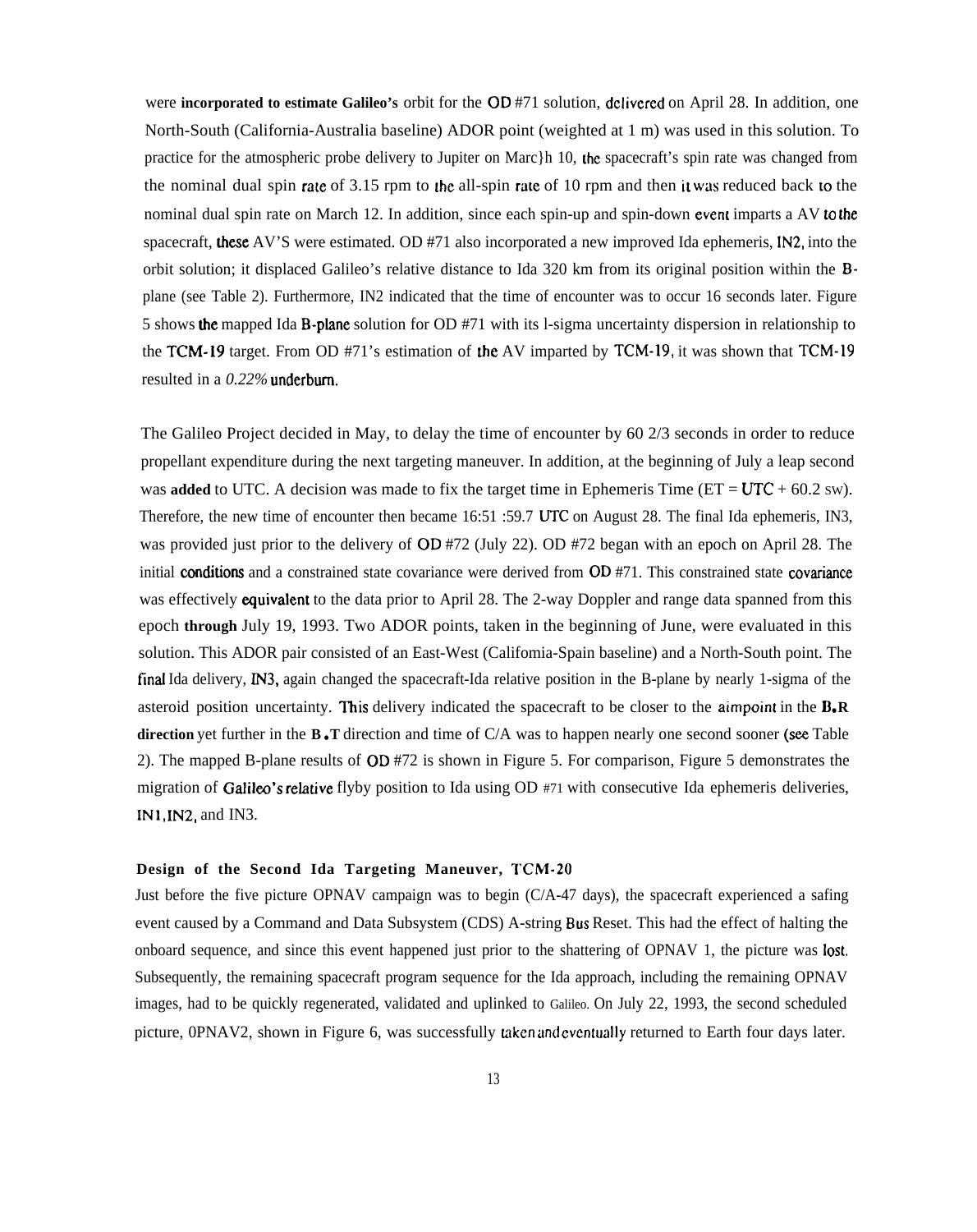were **incorporated to estimate Galileo's** orbit for the OD #71 solution, delivered on April 28. In addition, one North-South (California-Australia baseline) ADOR point (weighted at 1 m) was used in this solution. To practice for the atmospheric probe delivery to Jupiter on Marc}h 10, the spacecraft's spin rate was changed from the nominal dual spin rate of 3.15 rpm to the all-spin rate of 10 rpm and then it was reduced back to the nominal dual spin rate on March 12. In addition, since each spin-up and spin-down event imparts a ΔV to the spacecraft, these ΔV'S were estimated. OD #71 also incorporated a new improved Ida ephemeris, IN2, into the orbit solution; it displaced Galileo's relative distance to Ida 320 km from its original position within the B-plane (see Table 2). Furthermore, IN2 indicated that the time of encounter was to occur 16 seconds later. Figure 5 shows the mapped Ida B-plane solution for OD #71 with its l-sigma uncertainty dispersion in relationship to the TCM-19 target. From OD #71's estimation of the ΔV imparted by TCM-19, it was shown that TCM-19 resulted in a *0.22%* underburn.

The Galileo Project decided in May, to delay the time of encounter by 60 2/3 seconds in order to reduce propellant expenditure during the next targeting maneuver. In addition, at the beginning of July a leap second was **added** to UTC. A decision was made to fix the target time in Ephemeris Time (ET = UTC + 60.2 sw). Therefore, the new time of encounter then became 16:51 :59.7 UTC on August 28. The final Ida ephemeris, IN3, was provided just prior to the delivery of OD #72 (July 22). OD #72 began with an epoch on April 28. The initial conditions and a constrained state covariance were derived from OD #71. This constrained state covariance was effectively equivalent to the data prior to April 28. The 2-way Doppler and range data spanned from this epoch **through** July 19, 1993. Two ADOR points, taken in the beginning of June, were evaluated in this solution. This ADOR pair consisted of an East-West (Califomia-Spain baseline) and a North-South point. The final Ida delivery, IN3, again changed the spacecraft-Ida relative position in the B-plane by nearly 1-sigma of the asteroid position uncertainty. This delivery indicated the spacecraft to be closer to the aimpoint in the **B•R direction** yet further in the **B•T** direction and time of C/A was to happen nearly one second sooner (see Table 2). The mapped B-plane results of OD #72 is shown in Figure 5. For comparison, Figure 5 demonstrates the migration of Galileo's relative flyby position to Ida using OD #71 with consecutive Ida ephemeris deliveries, IN1, IN2, and IN3.

### Design of the Second Ida Targeting Maneuver, TCM-20

Just before the five picture OPNAV campaign was to begin (C/A-47 days), the spacecraft experienced a safing event caused by a Command and Data Subsystem (CDS) A-string Bus Reset. This had the effect of halting the onboard sequence, and since this event happened just prior to the shattering of OPNAV 1, the picture was lost. Subsequently, the remaining spacecraft program sequence for the Ida approach, including the remaining OPNAV images, had to be quickly regenerated, validated and uplinked to Galileo. On July 22, 1993, the second scheduled picture, 0PNAV2, shown in Figure 6, was successfully taken and eventually returned to Earth four days later.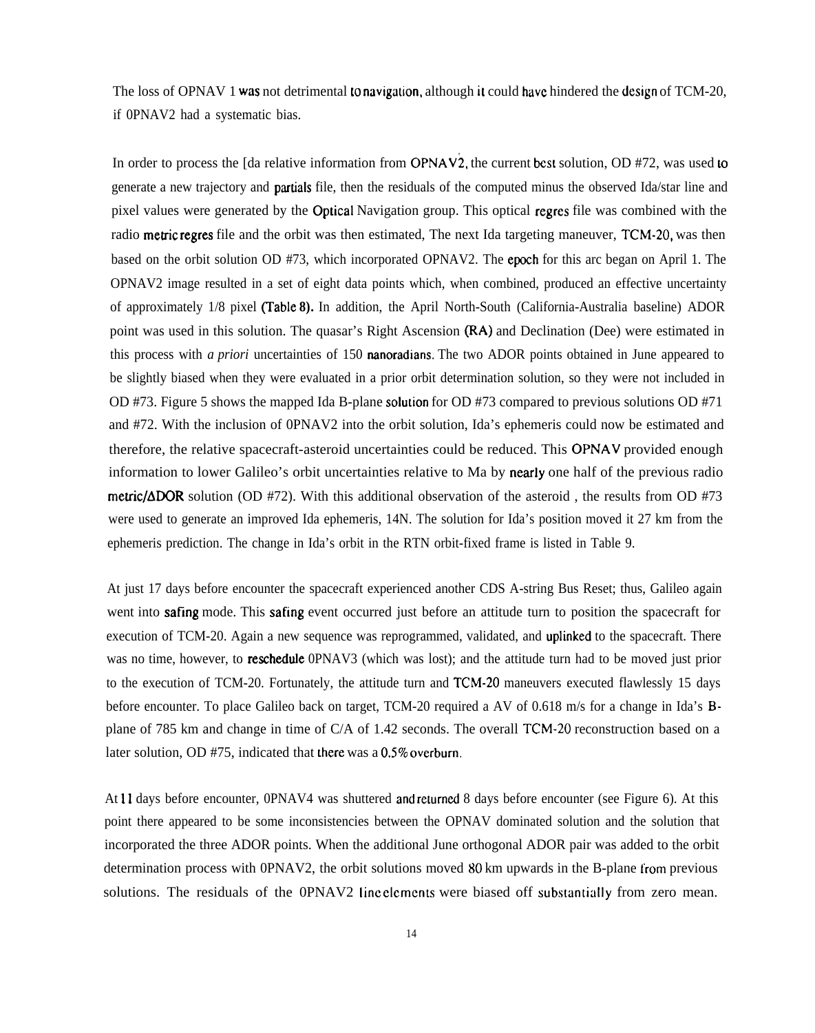The loss of OPNAV 1 was not detrimental to navigation, although it could have hindered the design of TCM-20, if 0PNAV2 had a systematic bias.

In order to process the [da relative information from OPNAV2, the current best solution, OD #72, was used to generate a new trajectory and partials file, then the residuals of the computed minus the observed Ida/star line and pixel values were generated by the Optical Navigation group. This optical regres file was combined with the radio metric regres file and the orbit was then estimated, The next Ida targeting maneuver, TCM-20, was then based on the orbit solution OD #73, which incorporated OPNAV2. The epoch for this arc began on April 1. The OPNAV2 image resulted in a set of eight data points which, when combined, produced an effective uncertainty of approximately 1/8 pixel (Table 8). In addition, the April North-South (California-Australia baseline) ADOR point was used in this solution. The quasar's Right Ascension (RA) and Declination (Dee) were estimated in this process with *a priori* uncertainties of 150 nanoradians. The two ADOR points obtained in June appeared to be slightly biased when they were evaluated in a prior orbit determination solution, so they were not included in OD #73. Figure 5 shows the mapped Ida B-plane solution for OD #73 compared to previous solutions OD #71 and #72. With the inclusion of 0PNAV2 into the orbit solution, Ida's ephemeris could now be estimated and therefore, the relative spacecraft-asteroid uncertainties could be reduced. This OPNAV provided enough information to lower Galileo's orbit uncertainties relative to Ma by nearly one half of the previous radio metric/ΔDOR solution (OD #72). With this additional observation of the asteroid , the results from OD #73 were used to generate an improved Ida ephemeris, 14N. The solution for Ida's position moved it 27 km from the ephemeris prediction. The change in Ida's orbit in the RTN orbit-fixed frame is listed in Table 9.

At just 17 days before encounter the spacecraft experienced another CDS A-string Bus Reset; thus, Galileo again went into safing mode. This safing event occurred just before an attitude turn to position the spacecraft for execution of TCM-20. Again a new sequence was reprogrammed, validated, and uplinked to the spacecraft. There was no time, however, to reschedule 0PNAV3 (which was lost); and the attitude turn had to be moved just prior to the execution of TCM-20. Fortunately, the attitude turn and TCM-20 maneuvers executed flawlessly 15 days before encounter. To place Galileo back on target, TCM-20 required a AV of 0.618 m/s for a change in Ida's B-plane of 785 km and change in time of C/A of 1.42 seconds. The overall TCM-20 reconstruction based on a later solution, OD #75, indicated that there was a 0.5% overburn.

At 11 days before encounter, 0PNAV4 was shuttered and returned 8 days before encounter (see Figure 6). At this point there appeared to be some inconsistencies between the OPNAV dominated solution and the solution that incorporated the three ADOR points. When the additional June orthogonal ADOR pair was added to the orbit determination process with 0PNAV2, the orbit solutions moved 80 km upwards in the B-plane from previous solutions. The residuals of the 0PNAV2 line elements were biased off substantially from zero mean.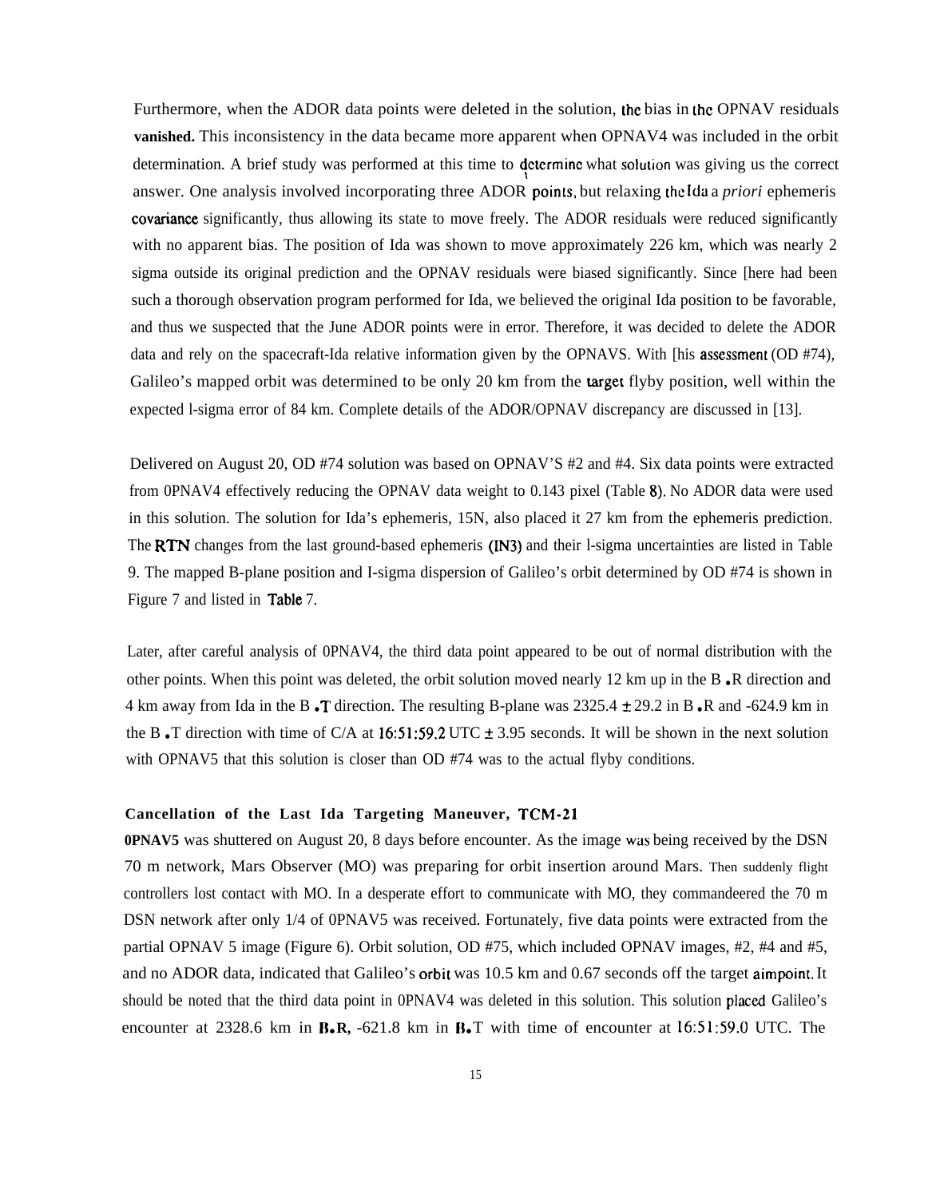Furthermore, when the ADOR data points were deleted in the solution, the bias in the OPNAV residuals **vanished.** This inconsistency in the data became more apparent when OPNAV4 was included in the orbit determination. A brief study was performed at this time to determine what solution was giving us the correct answer. One analysis involved incorporating three ADOR points, but relaxing the Ida a *priori* ephemeris covariance significantly, thus allowing its state to move freely. The ADOR residuals were reduced significantly with no apparent bias. The position of Ida was shown to move approximately 226 km, which was nearly 2 sigma outside its original prediction and the OPNAV residuals were biased significantly. Since [here had been such a thorough observation program performed for Ida, we believed the original Ida position to be favorable, and thus we suspected that the June ADOR points were in error. Therefore, it was decided to delete the ADOR data and rely on the spacecraft-Ida relative information given by the OPNAVS. With [his assessment (OD #74), Galileo's mapped orbit was determined to be only 20 km from the target flyby position, well within the expected l-sigma error of 84 km. Complete details of the ADOR/OPNAV discrepancy are discussed in [13].

Delivered on August 20, OD #74 solution was based on OPNAV'S #2 and #4. Six data points were extracted from 0PNAV4 effectively reducing the OPNAV data weight to 0.143 pixel (Table 8). No ADOR data were used in this solution. The solution for Ida's ephemeris, 15N, also placed it 27 km from the ephemeris prediction. The RTN changes from the last ground-based ephemeris (IN3) and their l-sigma uncertainties are listed in Table 9. The mapped B-plane position and I-sigma dispersion of Galileo's orbit determined by OD #74 is shown in Figure 7 and listed in Table 7.

Later, after careful analysis of 0PNAV4, the third data point appeared to be out of normal distribution with the other points. When this point was deleted, the orbit solution moved nearly 12 km up in the B•R direction and 4 km away from Ida in the B•T direction. The resulting B-plane was 2325.4 ± 29.2 in B•R and -624.9 km in the B•T direction with time of C/A at 16:51:59.2 UTC ± 3.95 seconds. It will be shown in the next solution with OPNAV5 that this solution is closer than OD #74 was to the actual flyby conditions.

### Cancellation of the Last Ida Targeting Maneuver, TCM-21

**0PNAV5** was shuttered on August 20, 8 days before encounter. As the image was being received by the DSN 70 m network, Mars Observer (MO) was preparing for orbit insertion around Mars. Then suddenly flight controllers lost contact with MO. In a desperate effort to communicate with MO, they commandeered the 70 m DSN network after only 1/4 of 0PNAV5 was received. Fortunately, five data points were extracted from the partial OPNAV 5 image (Figure 6). Orbit solution, OD #75, which included OPNAV images, #2, #4 and #5, and no ADOR data, indicated that Galileo's orbit was 10.5 km and 0.67 seconds off the target aimpoint. It should be noted that the third data point in 0PNAV4 was deleted in this solution. This solution placed Galileo's encounter at 2328.6 km in **B•R,** -621.8 km in **B•**T with time of encounter at 16:51:59.0 UTC. The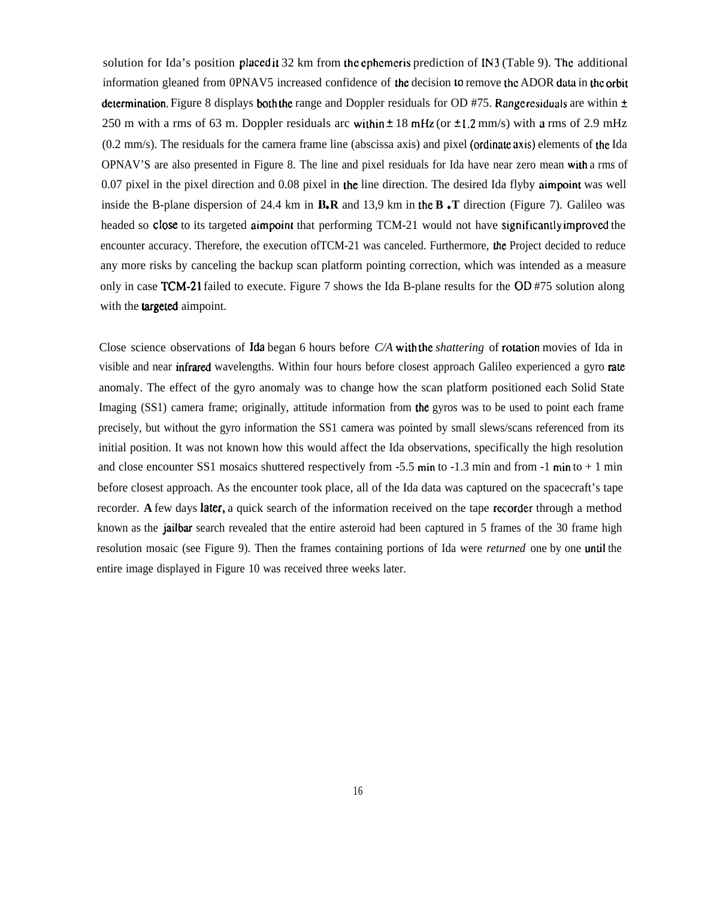solution for Ida's position placed it 32 km from the ephemeris prediction of IN3 (Table 9). The additional information gleaned from 0PNAV5 increased confidence of the decision to remove the ADOR data in the orbit determination. Figure 8 displays both the range and Doppler residuals for OD #75. Range residuals are within ± 250 m with a rms of 63 m. Doppler residuals arc within ± 18 mHz (or ± 1.2 mm/s) with a rms of 2.9 mHz (0.2 mm/s). The residuals for the camera frame line (abscissa axis) and pixel (ordinate axis) elements of the Ida OPNAV'S are also presented in Figure 8. The line and pixel residuals for Ida have near zero mean with a rms of 0.07 pixel in the pixel direction and 0.08 pixel in the line direction. The desired Ida flyby aimpoint was well inside the B-plane dispersion of 24.4 km in **B.R** and 13,9 km in the **B .T** direction (Figure 7). Galileo was headed so close to its targeted aimpoint that performing TCM-21 would not have significantly improved the encounter accuracy. Therefore, the execution ofTCM-21 was canceled. Furthermore, the Project decided to reduce any more risks by canceling the backup scan platform pointing correction, which was intended as a measure only in case TCM-21 failed to execute. Figure 7 shows the Ida B-plane results for the OD #75 solution along with the targeted aimpoint.

Close science observations of Ida began 6 hours before *C/A* with the *shattering* of rotation movies of Ida in visible and near infrared wavelengths. Within four hours before closest approach Galileo experienced a gyro rate anomaly. The effect of the gyro anomaly was to change how the scan platform positioned each Solid State Imaging (SS1) camera frame; originally, attitude information from the gyros was to be used to point each frame precisely, but without the gyro information the SS1 camera was pointed by small slews/scans referenced from its initial position. It was not known how this would affect the Ida observations, specifically the high resolution and close encounter SS1 mosaics shuttered respectively from -5.5 min to -1.3 min and from -1 min to + 1 min before closest approach. As the encounter took place, all of the Ida data was captured on the spacecraft's tape recorder. **A** few days later, a quick search of the information received on the tape recorder through a method known as the jailbar search revealed that the entire asteroid had been captured in 5 frames of the 30 frame high resolution mosaic (see Figure 9). Then the frames containing portions of Ida were *returned* one by one until the entire image displayed in Figure 10 was received three weeks later.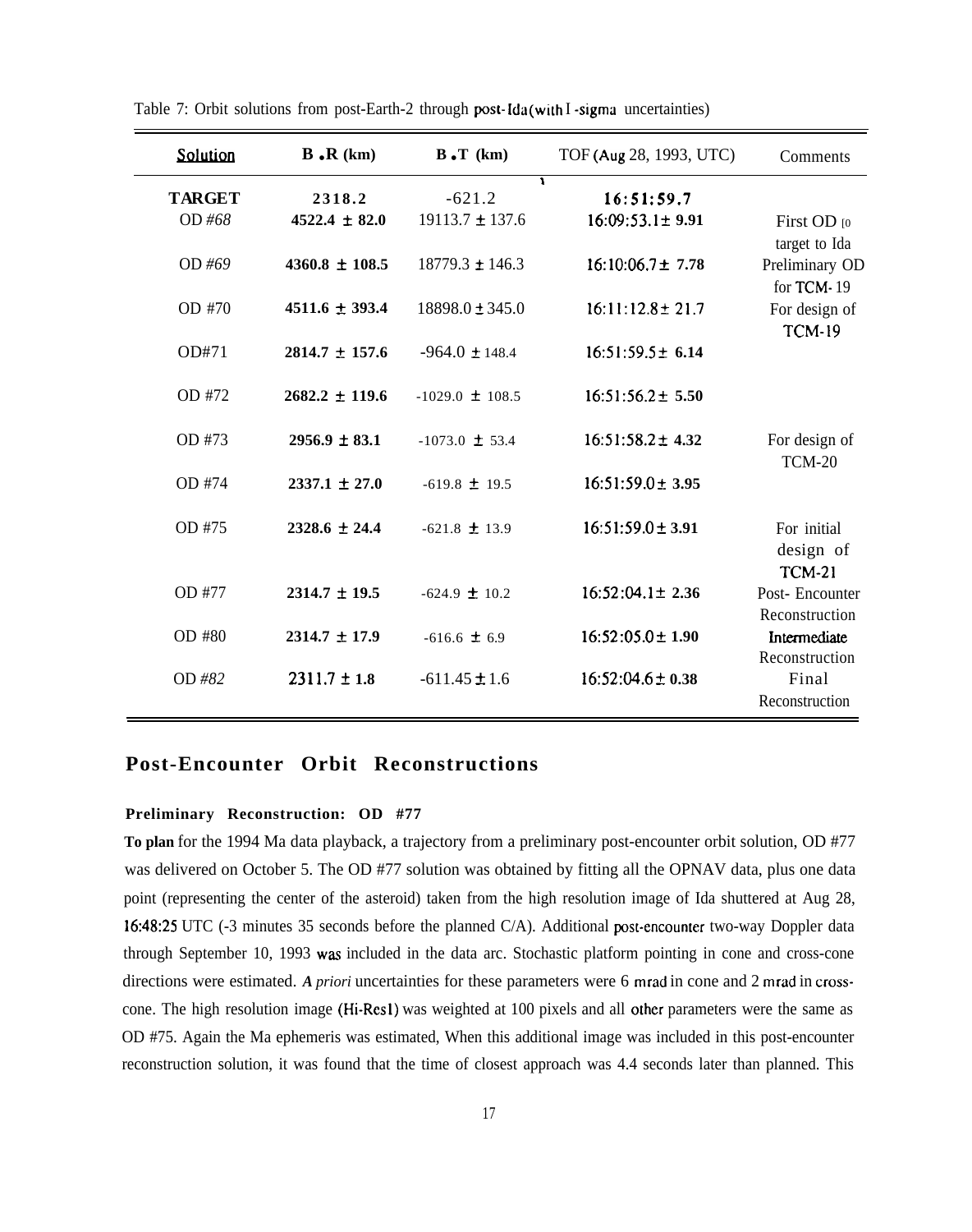Table 7: Orbit solutions from post-Earth-2 through post-Ida (with 1-sigma uncertainties)

| Solution | B •R (km) | B •T (km) | TOF (Aug 28, 1993, UTC) | Comments |
|---|---|---|---|---|
| **TARGET** | **2318.2** | -621.2 | **16:51:59.7** | |
| OD *#68* | **4522.4 ± 82.0** | 19113.7 ± 137.6 | 16:09:53.1 ± **9.91** | First OD to target to Ida |
| OD *#69* | **4360.8 ± 108.5** | 18779.3 ± 146.3 | 16:10:06.7 ± **7.78** | Preliminary OD for TCM-19 |
| OD #70 | **4511.6 ± 393.4** | 18898.0 ± 345.0 | 16:11:12.8 ± 21.7 | For design of TCM-19 |
| OD#71 | **2814.7 ± 157.6** | -964.0 ± 148.4 | 16:51:59.5 ± **6.14** | |
| OD #72 | **2682.2 ± 119.6** | -1029.0 ± 108.5 | 16:51:56.2 ± **5.50** | |
| OD #73 | **2956.9 ± 83.1** | -1073.0 ± 53.4 | 16:51:58.2 ± **4.32** | For design of TCM-20 |
| OD #74 | **2337.1 ± 27.0** | -619.8 ± 19.5 | 16:51:59.0 ± **3.95** | |
| OD #75 | **2328.6 ± 24.4** | -621.8 ± 13.9 | 16:51:59.0 ± **3.91** | For initial design of TCM-21 |
| OD #77 | **2314.7 ± 19.5** | -624.9 ± 10.2 | 16:52:04.1 ± **2.36** | Post- Encounter Reconstruction |
| OD #80 | **2314.7 ± 17.9** | -616.6 ± 6.9 | 16:52:05.0 ± **1.90** | Intermediate Reconstruction |
| OD *#82* | 2311.7 ± **1.8** | -611.45 ± 1.6 | 16:52:04.6 ± **0.38** | Final Reconstruction |

## Post-Encounter Orbit Reconstructions

### Preliminary Reconstruction: OD #77

**To plan** for the 1994 Ma data playback, a trajectory from a preliminary post-encounter orbit solution, OD #77 was delivered on October 5. The OD #77 solution was obtained by fitting all the OPNAV data, plus one data point (representing the center of the asteroid) taken from the high resolution image of Ida shuttered at Aug 28, 16:48:25 UTC (-3 minutes 35 seconds before the planned C/A). Additional post-encounter two-way Doppler data through September 10, 1993 was included in the data arc. Stochastic platform pointing in cone and cross-cone directions were estimated. ***A*** *priori* uncertainties for these parameters were 6 mrad in cone and 2 mrad in cross-cone. The high resolution image (Hi-Res1) was weighted at 100 pixels and all other parameters were the same as OD #75. Again the Ma ephemeris was estimated, When this additional image was included in this post-encounter reconstruction solution, it was found that the time of closest approach was 4.4 seconds later than planned. This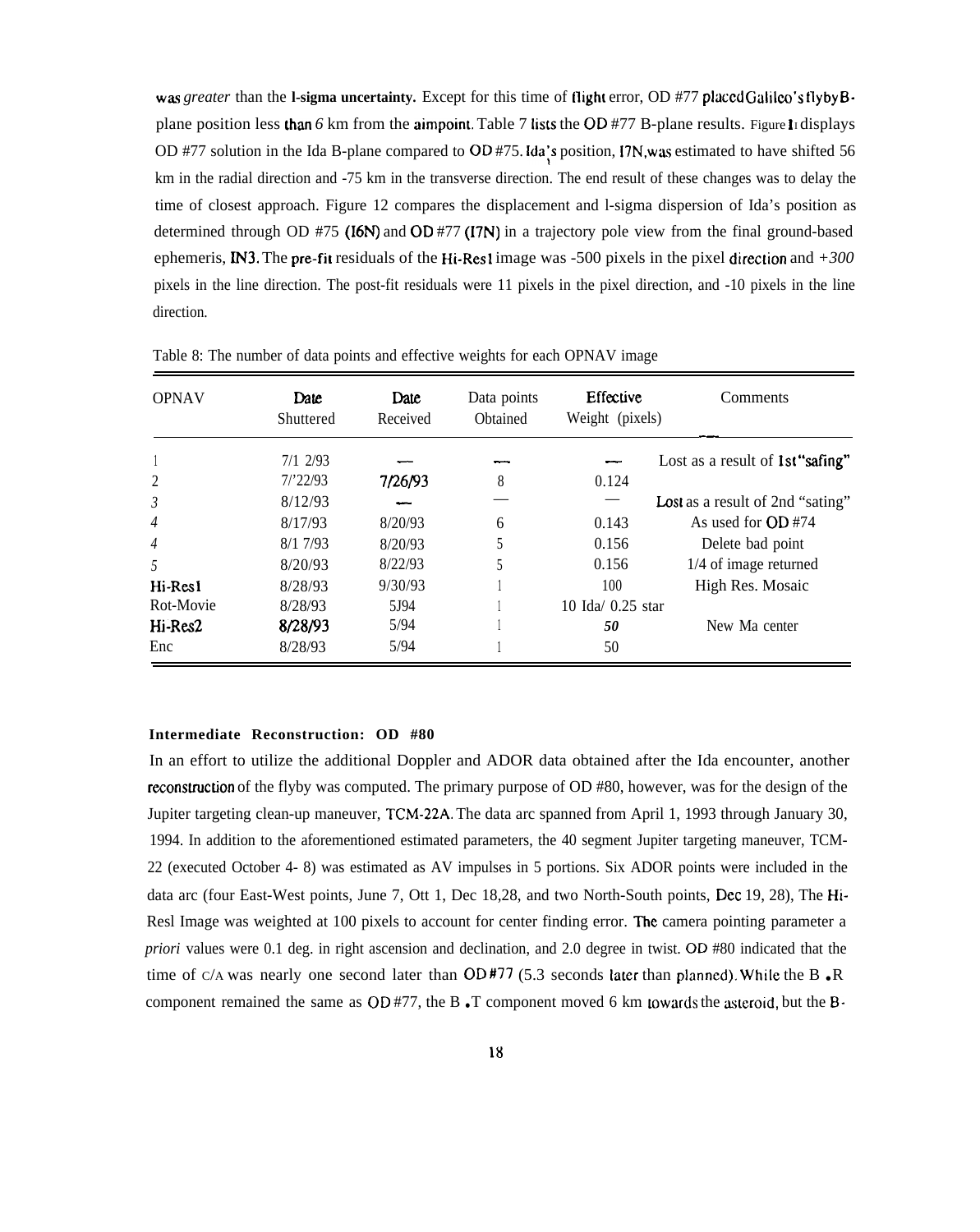was *greater* than the 1-sigma uncertainty. Except for this time of flight error, OD #77 placed Galileo's flyby B-plane position less than *6* km from the aimpoint. Table 7 lists the OD #77 B-plane results. Figure 11 displays OD #77 solution in the Ida B-plane compared to OD #75. Ida's position, I7N, was estimated to have shifted 56 km in the radial direction and -75 km in the transverse direction. The end result of these changes was to delay the time of closest approach. Figure 12 compares the displacement and 1-sigma dispersion of Ida's position as determined through OD #75 (I6N) and OD #77 (I7N) in a trajectory pole view from the final ground-based ephemeris, IN3. The pre-fit residuals of the Hi-Res1 image was -500 pixels in the pixel direction and *+300* pixels in the line direction. The post-fit residuals were 11 pixels in the pixel direction, and -10 pixels in the line direction.

Table 8: The number of data points and effective weights for each OPNAV image

| OPNAV | Date Shuttered | Date Received | Data points Obtained | Effective Weight (pixels) | Comments |
|---|---|---|---|---|---|
| 1 | 7/12/93 | — | — | — | Lost as a result of 1st "safing" |
| 2 | 7/22/93 | 7/26/93 | 8 | 0.124 | |
| *3* | 8/12/93 | — | — | — | Lost as a result of 2nd "safing" |
| *4* | 8/17/93 | 8/20/93 | 6 | 0.143 | As used for OD #74 |
| *4* | 8/17/93 | 8/20/93 | 5 | 0.156 | Delete bad point |
| *5* | 8/20/93 | 8/22/93 | 5 | 0.156 | 1/4 of image returned |
| Hi-Res1 | 8/28/93 | 9/30/93 | 1 | 100 | High Res. Mosaic |
| Rot-Movie | 8/28/93 | 5/94 | 1 | 10 Ida/ 0.25 star | |
| Hi-Res2 | 8/28/93 | 5/94 | 1 | *50* | New Ma center |
| Enc | 8/28/93 | 5/94 | 1 | 50 | |

**Intermediate Reconstruction: OD #80**

In an effort to utilize the additional Doppler and ADOR data obtained after the Ida encounter, another reconstruction of the flyby was computed. The primary purpose of OD #80, however, was for the design of the Jupiter targeting clean-up maneuver, TCM-22A. The data arc spanned from April 1, 1993 through January 30, 1994. In addition to the aforementioned estimated parameters, the 40 segment Jupiter targeting maneuver, TCM-22 (executed October 4- 8) was estimated as $\Delta V$ impulses in 5 portions. Six ADOR points were included in the data arc (four East-West points, June 7, Oct 1, Dec 18, 28, and two North-South points, Dec 19, 28), The Hi-Res1 Image was weighted at 100 pixels to account for center finding error. The camera pointing parameter a *priori* values were 0.1 deg. in right ascension and declination, and 2.0 degree in twist. OD #80 indicated that the time of C/A was nearly one second later than OD #77 (5.3 seconds later than planned). While the B • R component remained the same as OD #77, the B • T component moved 6 km towards the asteroid, but the B-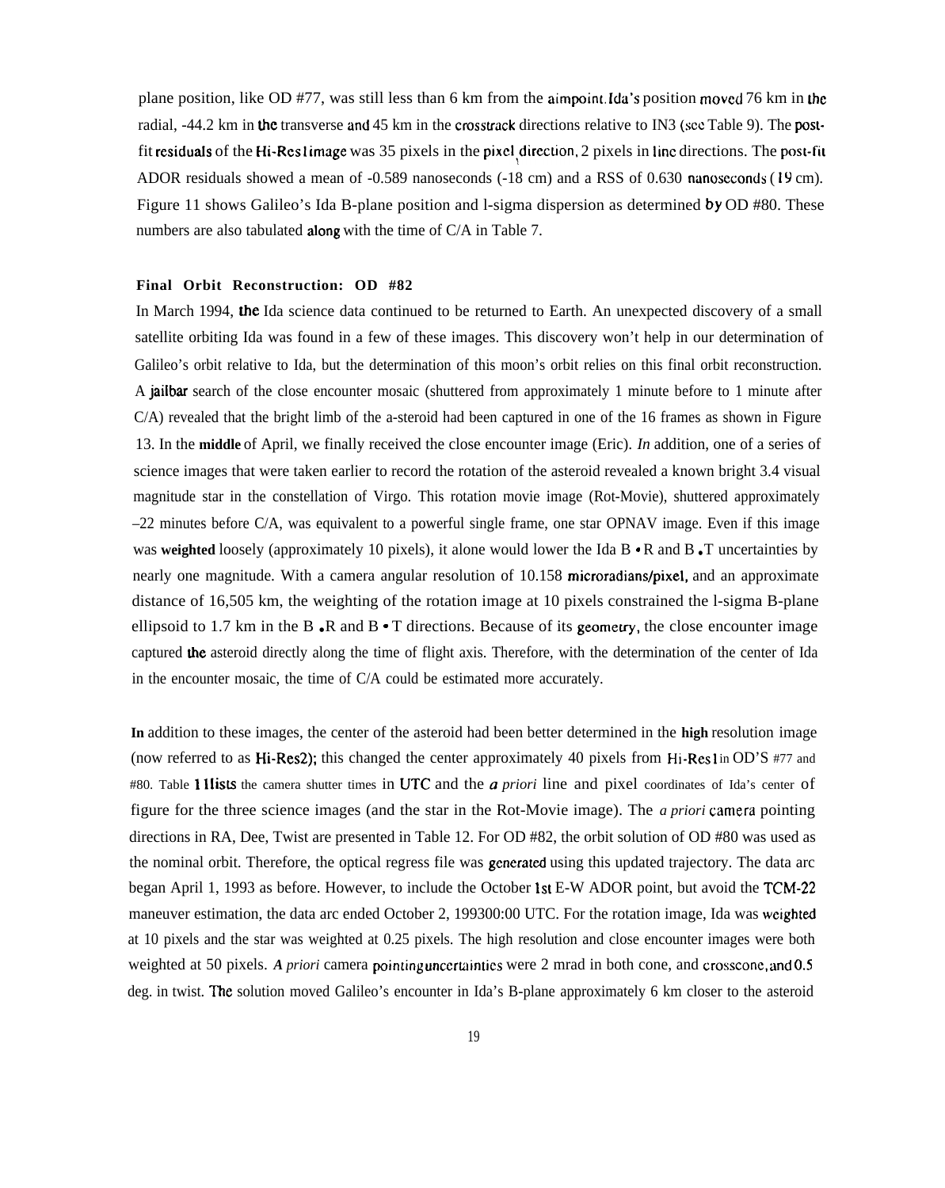plane position, like OD #77, was still less than 6 km from the aimpoint. Ida's position moved 76 km in the radial, -44.2 km in the transverse and 45 km in the crosstrack directions relative to IN3 (see Table 9). The post-fit residuals of the Hi-Res1 image was 35 pixels in the pixel direction, 2 pixels in line directions. The post-fit ADOR residuals showed a mean of -0.589 nanoseconds (-18 cm) and a RSS of 0.630 nanoseconds (19 cm). Figure 11 shows Galileo's Ida B-plane position and l-sigma dispersion as determined by OD #80. These numbers are also tabulated along with the time of C/A in Table 7.

**Final Orbit Reconstruction: OD #82**

In March 1994, the Ida science data continued to be returned to Earth. An unexpected discovery of a small satellite orbiting Ida was found in a few of these images. This discovery won't help in our determination of Galileo's orbit relative to Ida, but the determination of this moon's orbit relies on this final orbit reconstruction. A jailbar search of the close encounter mosaic (shuttered from approximately 1 minute before to 1 minute after C/A) revealed that the bright limb of the a-steroid had been captured in one of the 16 frames as shown in Figure 13. In the **middle** of April, we finally received the close encounter image (Eric). *In* addition, one of a series of science images that were taken earlier to record the rotation of the asteroid revealed a known bright 3.4 visual magnitude star in the constellation of Virgo. This rotation movie image (Rot-Movie), shuttered approximately –22 minutes before C/A, was equivalent to a powerful single frame, one star OPNAV image. Even if this image was **weighted** loosely (approximately 10 pixels), it alone would lower the Ida B • R and B • T uncertainties by nearly one magnitude. With a camera angular resolution of 10.158 microradians/pixel, and an approximate distance of 16,505 km, the weighting of the rotation image at 10 pixels constrained the l-sigma B-plane ellipsoid to 1.7 km in the B • R and B • T directions. Because of its geometry, the close encounter image captured the asteroid directly along the time of flight axis. Therefore, with the determination of the center of Ida in the encounter mosaic, the time of C/A could be estimated more accurately.

**In** addition to these images, the center of the asteroid had been better determined in the **high** resolution image (now referred to as Hi-Res2); this changed the center approximately 40 pixels from Hi-Res1 in OD'S #77 and #80. Table 11 lists the camera shutter times in UTC and the *a priori* line and pixel coordinates of Ida's center of figure for the three science images (and the star in the Rot-Movie image). The *a priori* camera pointing directions in RA, Dee, Twist are presented in Table 12. For OD #82, the orbit solution of OD #80 was used as the nominal orbit. Therefore, the optical regress file was generated using this updated trajectory. The data arc began April 1, 1993 as before. However, to include the October 1st E-W ADOR point, but avoid the TCM-22 maneuver estimation, the data arc ended October 2, 199300:00 UTC. For the rotation image, Ida was weighted at 10 pixels and the star was weighted at 0.25 pixels. The high resolution and close encounter images were both weighted at 50 pixels. *A priori* camera pointing uncertainties were 2 mrad in both cone, and crosscone, and 0.5 deg. in twist. The solution moved Galileo's encounter in Ida's B-plane approximately 6 km closer to the asteroid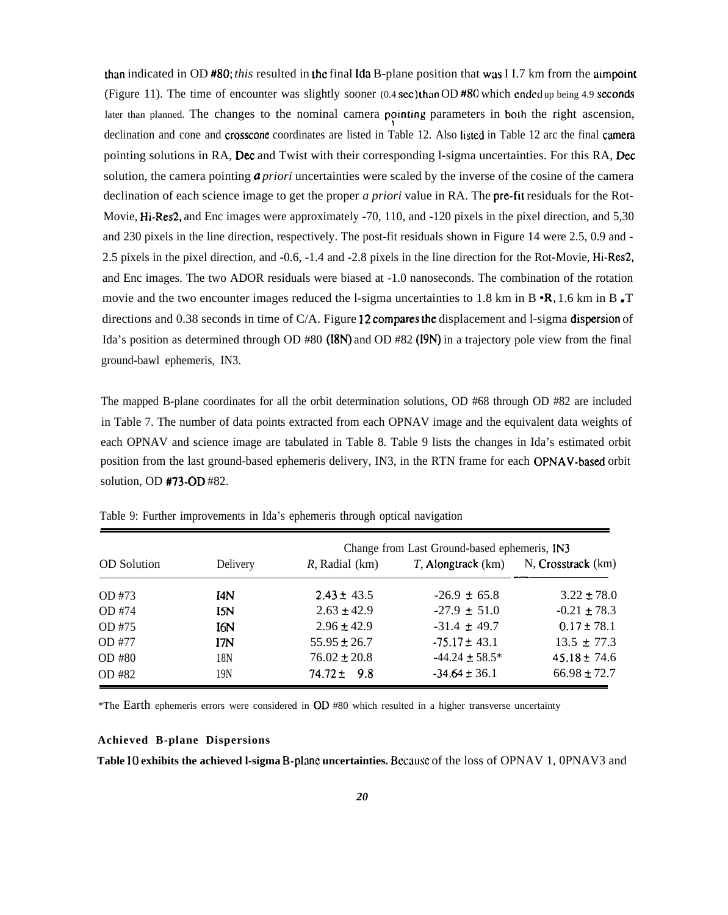than indicated in OD #80; *this* resulted in the final Ida B-plane position that was I I.7 km from the aimpoint (Figure 11). The time of encounter was slightly sooner (0.4 sec) than OD #80 which ended up being 4.9 seconds later than planned. The changes to the nominal camera pointing parameters in both the right ascension, declination and cone and crosscone coordinates are listed in Table 12. Also listed in Table 12 arc the final camera pointing solutions in RA, Dec and Twist with their corresponding l-sigma uncertainties. For this RA, Dec solution, the camera pointing *a priori* uncertainties were scaled by the inverse of the cosine of the camera declination of each science image to get the proper *a priori* value in RA. The pre-fit residuals for the Rot-Movie, Hi-Res2, and Enc images were approximately -70, 110, and -120 pixels in the pixel direction, and 5,30 and 230 pixels in the line direction, respectively. The post-fit residuals shown in Figure 14 were 2.5, 0.9 and -2.5 pixels in the pixel direction, and -0.6, -1.4 and -2.8 pixels in the line direction for the Rot-Movie, Hi-Res2, and Enc images. The two ADOR residuals were biased at -1.0 nanoseconds. The combination of the rotation movie and the two encounter images reduced the l-sigma uncertainties to 1.8 km in B •R, 1.6 km in B •T directions and 0.38 seconds in time of C/A. Figure 12 compares the displacement and l-sigma dispersion of Ida's position as determined through OD #80 (I8N) and OD #82 (I9N) in a trajectory pole view from the final ground-bawl ephemeris, IN3.

The mapped B-plane coordinates for all the orbit determination solutions, OD #68 through OD #82 are included in Table 7. The number of data points extracted from each OPNAV image and the equivalent data weights of each OPNAV and science image are tabulated in Table 8. Table 9 lists the changes in Ida's estimated orbit position from the last ground-based ephemeris delivery, IN3, in the RTN frame for each OPNAV-based orbit solution, OD #73-OD #82.

Table 9: Further improvements in Ida's ephemeris through optical navigation

| OD Solution | Delivery | Change from Last Ground-based ephemeris, IN3 *R*, Radial (km) | *T*, Alongtrack (km) | N, Crosstrack (km) |
|---|---|---|---|---|
| OD #73 | I4N | 2.43 ± 43.5 | -26.9 ± 65.8 | 3.22 ± 78.0 |
| OD #74 | I5N | 2.63 ± 42.9 | -27.9 ± 51.0 | -0.21 ± 78.3 |
| OD #75 | I6N | 2.96 ± 42.9 | -31.4 ± 49.7 | 0.17 ± 78.1 |
| OD #77 | I7N | 55.95 ± 26.7 | -75.17 ± 43.1 | 13.5 ± 77.3 |
| OD #80 | 18N | 76.02 ± 20.8 | -44.24 ± 58.5* | 45.18 ± 74.6 |
| OD #82 | 19N | 74.72 ± 9.8 | -34.64 ± 36.1 | 66.98 ± 72.7 |

*The Earth ephemeris errors were considered in OD #80 which resulted in a higher transverse uncertainty

#### Achieved B-plane Dispersions

**Table 10 exhibits the achieved l-sigma B-plane uncertainties.** Because of the loss of OPNAV 1, 0PNAV3 and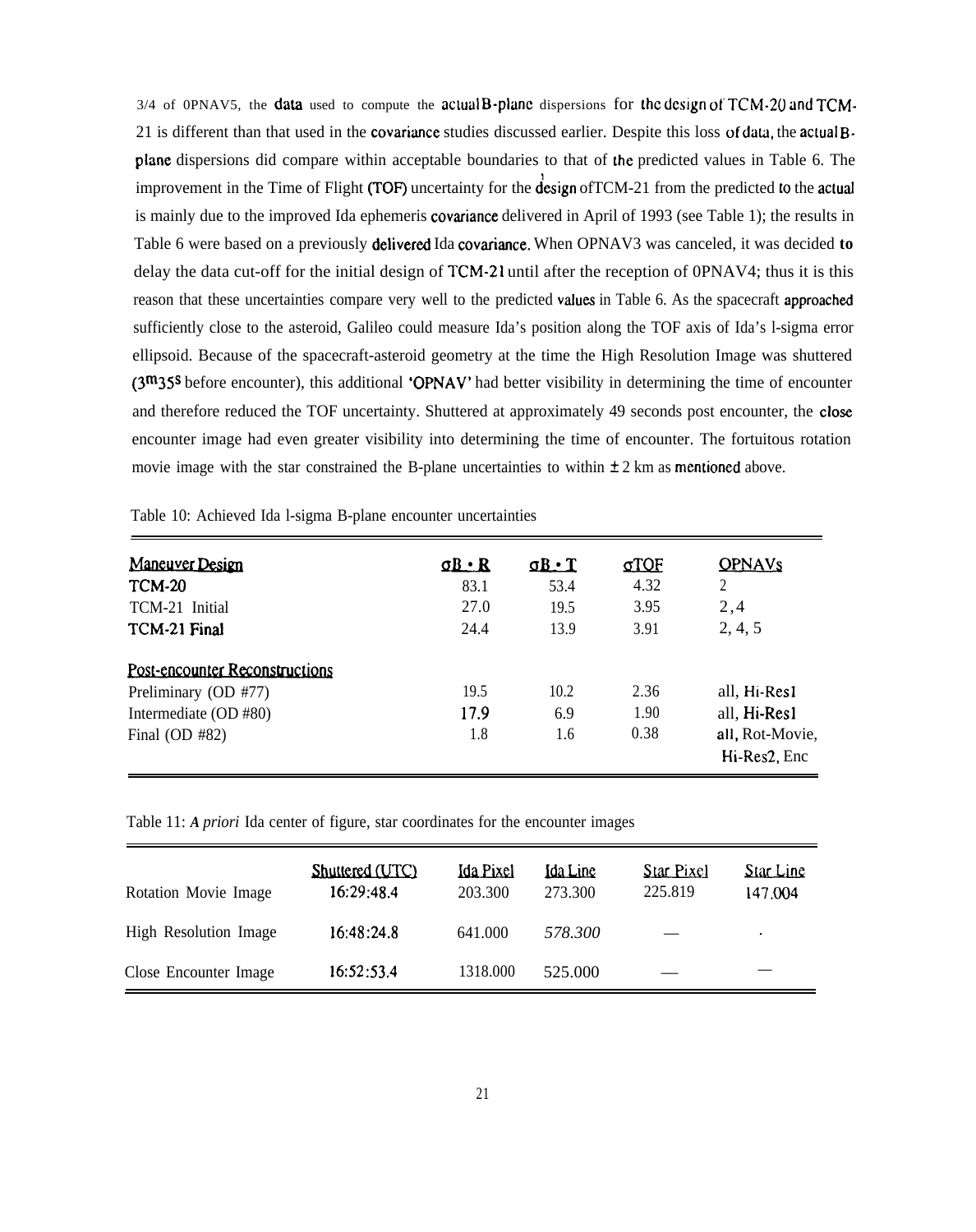3/4 of 0PNAV5, the data used to compute the actual B-plane dispersions for the design of TCM-20 and TCM-21 is different than that used in the covariance studies discussed earlier. Despite this loss of data, the actual B-plane dispersions did compare within acceptable boundaries to that of the predicted values in Table 6. The improvement in the Time of Flight (TOF) uncertainty for the design of TCM-21 from the predicted to the actual is mainly due to the improved Ida ephemeris covariance delivered in April of 1993 (see Table 1); the results in Table 6 were based on a previously delivered Ida covariance. When OPNAV3 was canceled, it was decided to delay the data cut-off for the initial design of TCM-21 until after the reception of 0PNAV4; thus it is this reason that these uncertainties compare very well to the predicted values in Table 6. As the spacecraft approached sufficiently close to the asteroid, Galileo could measure Ida's position along the TOF axis of Ida's l-sigma error ellipsoid. Because of the spacecraft-asteroid geometry at the time the High Resolution Image was shuttered ($3^m35^s$ before encounter), this additional 'OPNAV' had better visibility in determining the time of encounter and therefore reduced the TOF uncertainty. Shuttered at approximately 49 seconds post encounter, the close encounter image had even greater visibility into determining the time of encounter. The fortuitous rotation movie image with the star constrained the B-plane uncertainties to within ± 2 km as mentioned above.

Table 10: Achieved Ida l-sigma B-plane encounter uncertainties

| Maneuver Design | $\sigma B \cdot R$ | $\sigma B \cdot T$ | $\sigma TOF$ | OPNAVs |
|---|---|---|---|---|
| TCM-20 | 83.1 | 53.4 | 4.32 | 2 |
| TCM-21 Initial | 27.0 | 19.5 | 3.95 | 2, 4 |
| TCM-21 Final | 24.4 | 13.9 | 3.91 | 2, 4, 5 |
| **Post-encounter Reconstructions** | | | | |
| Preliminary (OD #77) | 19.5 | 10.2 | 2.36 | all, Hi-Res1 |
| Intermediate (OD #80) | 17.9 | 6.9 | 1.90 | all, Hi-Res1 |
| Final (OD #82) | 1.8 | 1.6 | 0.38 | all, Rot-Movie, Hi-Res2, Enc |

Table 11: *A priori* Ida center of figure, star coordinates for the encounter images

| | Shuttered (UTC) | Ida Pixel | Ida Line | Star Pixel | Star Line |
|---|---|---|---|---|---|
| Rotation Movie Image | 16:29:48.4 | 203.300 | 273.300 | 225.819 | 147.004 |
| High Resolution Image | 16:48:24.8 | 641.000 | *578.300* | — | . |
| Close Encounter Image | 16:52:53.4 | 1318.000 | 525.000 | — | — |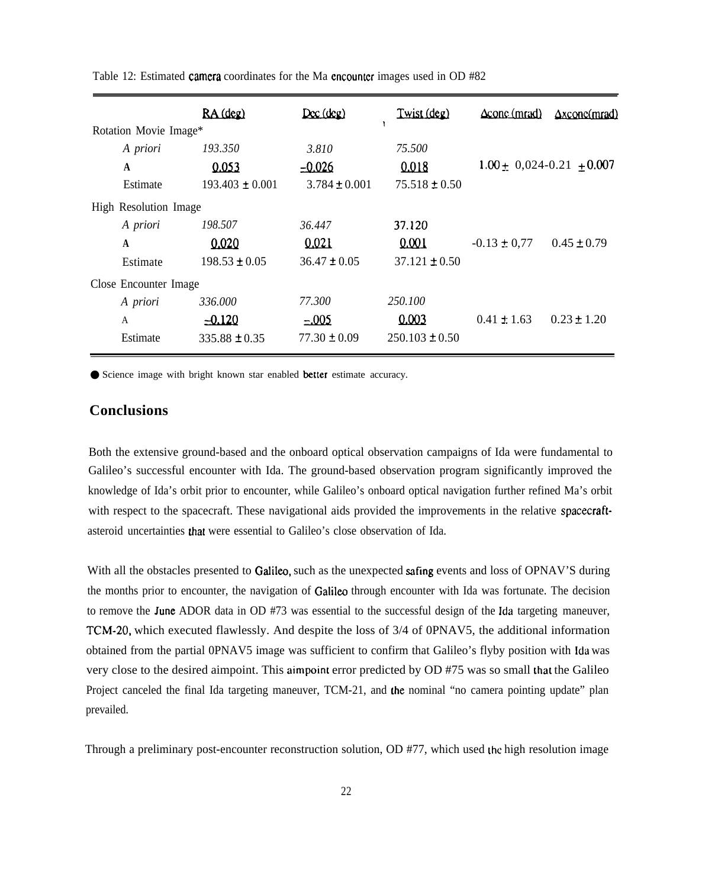Table 12: Estimated camera coordinates for the Ma encounter images used in OD #82

| | RA (deg) | Dec (deg) | Twist (deg) | Δcone (mrad) | Δxcone(mrad) |
|---|---|---|---|---|---|
| Rotation Movie Image* | | | | | |
| *A priori* | *193.350* | *3.810* | *75.500* | | |
| A | 0.053 | -0.026 | 0.018 | 1.00 ± 0,024 | -0.21 ± 0.007 |
| Estimate | 193.403 ± 0.001 | 3.784 ± 0.001 | 75.518 ± 0.50 | | |
| High Resolution Image | | | | | |
| *A priori* | *198.507* | *36.447* | 37.120 | | |
| A | 0.020 | 0.021 | 0.001 | -0.13 ± 0,77 | 0.45 ± 0.79 |
| Estimate | 198.53 ± 0.05 | 36.47 ± 0.05 | 37.121 ± 0.50 | | |
| Close Encounter Image | | | | | |
| *A priori* | *336.000* | *77.300* | *250.100* | | |
| A | -0.120 | -.005 | 0.003 | 0.41 ± 1.63 | 0.23 ± 1.20 |
| Estimate | 335.88 ± 0.35 | 77.30 ± 0.09 | 250.103 ± 0.50 | | |

● Science image with bright known star enabled better estimate accuracy.

## Conclusions

Both the extensive ground-based and the onboard optical observation campaigns of Ida were fundamental to Galileo's successful encounter with Ida. The ground-based observation program significantly improved the knowledge of Ida's orbit prior to encounter, while Galileo's onboard optical navigation further refined Ma's orbit with respect to the spacecraft. These navigational aids provided the improvements in the relative spacecraft-asteroid uncertainties that were essential to Galileo's close observation of Ida.

With all the obstacles presented to Galileo, such as the unexpected safing events and loss of OPNAV'S during the months prior to encounter, the navigation of Galileo through encounter with Ida was fortunate. The decision to remove the June ADOR data in OD #73 was essential to the successful design of the Ida targeting maneuver, TCM-20, which executed flawlessly. And despite the loss of 3/4 of 0PNAV5, the additional information obtained from the partial 0PNAV5 image was sufficient to confirm that Galileo's flyby position with Ida was very close to the desired aimpoint. This aimpoint error predicted by OD #75 was so small that the Galileo Project canceled the final Ida targeting maneuver, TCM-21, and the nominal "no camera pointing update" plan prevailed.

Through a preliminary post-encounter reconstruction solution, OD #77, which used the high resolution image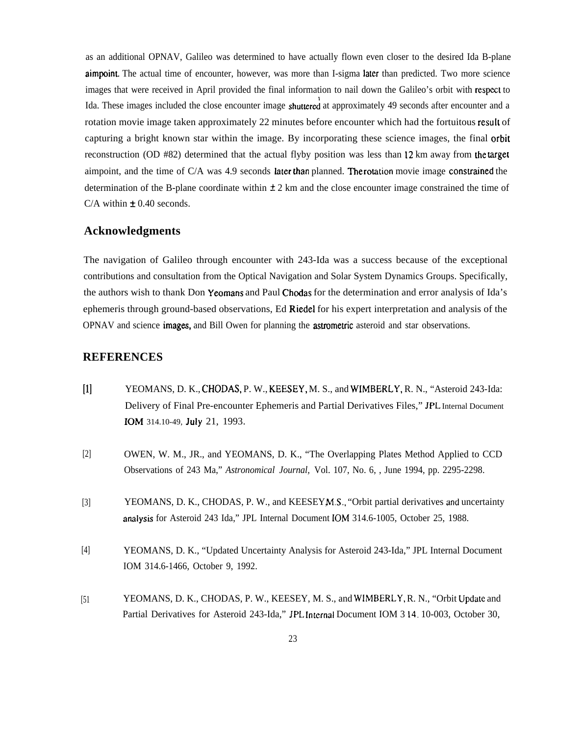as an additional OPNAV, Galileo was determined to have actually flown even closer to the desired Ida B-plane aimpoint. The actual time of encounter, however, was more than I-sigma later than predicted. Two more science images that were received in April provided the final information to nail down the Galileo's orbit with respect to Ida. These images included the close encounter image shuttered at approximately 49 seconds after encounter and a rotation movie image taken approximately 22 minutes before encounter which had the fortuitous result of capturing a bright known star within the image. By incorporating these science images, the final orbit reconstruction (OD #82) determined that the actual flyby position was less than 12 km away from the target aimpoint, and the time of C/A was 4.9 seconds later than planned. The rotation movie image constrained the determination of the B-plane coordinate within ± 2 km and the close encounter image constrained the time of C/A within ± 0.40 seconds.

## Acknowledgments

The navigation of Galileo through encounter with 243-Ida was a success because of the exceptional contributions and consultation from the Optical Navigation and Solar System Dynamics Groups. Specifically, the authors wish to thank Don Yeomans and Paul Chodas for the determination and error analysis of Ida's ephemeris through ground-based observations, Ed Riedel for his expert interpretation and analysis of the OPNAV and science images, and Bill Owen for planning the astrometric asteroid and star observations.

## REFERENCES

[1] YEOMANS, D. K., CHODAS, P. W., KEESEY, M. S., and WIMBERLY, R. N., "Asteroid 243-Ida: Delivery of Final Pre-encounter Ephemeris and Partial Derivatives Files," JPL Internal Document IOM 314.10-49, July 21, 1993.

[2] OWEN, W. M., JR., and YEOMANS, D. K., "The Overlapping Plates Method Applied to CCD Observations of 243 Ma," *Astronomical Journal*, Vol. 107, No. 6, , June 1994, pp. 2295-2298.

[3] YEOMANS, D. K., CHODAS, P. W., and KEESEY,M.S., "Orbit partial derivatives and uncertainty analysis for Asteroid 243 Ida," JPL Internal Document IOM 314.6-1005, October 25, 1988.

[4] YEOMANS, D. K., "Updated Uncertainty Analysis for Asteroid 243-Ida," JPL Internal Document IOM 314.6-1466, October 9, 1992.

[51 YEOMANS, D. K., CHODAS, P. W., KEESEY, M. S., and WIMBERLY, R. N., "Orbit Update and Partial Derivatives for Asteroid 243-Ida," JPL Internal Document IOM 3 14. 10-003, October 30,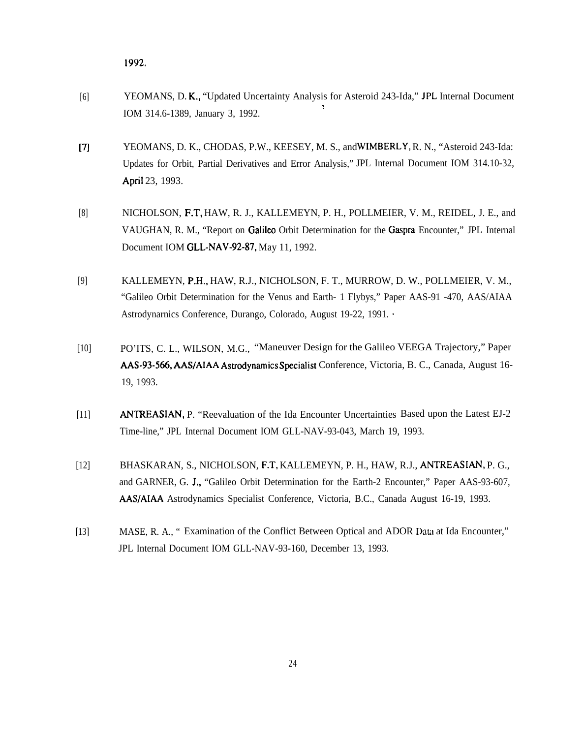1992.

[6] YEOMANS, D. K., "Updated Uncertainty Analysis for Asteroid 243-Ida," JPL Internal Document IOM 314.6-1389, January 3, 1992.

[7] YEOMANS, D. K., CHODAS, P.W., KEESEY, M. S., and WIMBERLY, R. N., "Asteroid 243-Ida: Updates for Orbit, Partial Derivatives and Error Analysis," JPL Internal Document IOM 314.10-32, April 23, 1993.

[8] NICHOLSON, F.T, HAW, R. J., KALLEMEYN, P. H., POLLMEIER, V. M., REIDEL, J. E., and VAUGHAN, R. M., "Report on Galileo Orbit Determination for the Gaspra Encounter," JPL Internal Document IOM GLL-NAV-92-87, May 11, 1992.

[9] KALLEMEYN, P.H., HAW, R.J., NICHOLSON, F. T., MURROW, D. W., POLLMEIER, V. M., "Galileo Orbit Determination for the Venus and Earth- 1 Flybys," Paper AAS-91 -470, AAS/AIAA Astrodynarnics Conference, Durango, Colorado, August 19-22, 1991.

[10] PO'ITS, C. L., WILSON, M.G., "Maneuver Design for the Galileo VEEGA Trajectory," Paper AAS-93-566, AAS/AIAA Astrodynamics Specialist Conference, Victoria, B. C., Canada, August 16-19, 1993.

[11] ANTREASIAN, P. "Reevaluation of the Ida Encounter Uncertainties Based upon the Latest EJ-2 Time-line," JPL Internal Document IOM GLL-NAV-93-043, March 19, 1993.

[12] BHASKARAN, S., NICHOLSON, F.T, KALLEMEYN, P. H., HAW, R.J., ANTREASIAN, P. G., and GARNER, G. J., "Galileo Orbit Determination for the Earth-2 Encounter," Paper AAS-93-607, AAS/AIAA Astrodynamics Specialist Conference, Victoria, B.C., Canada August 16-19, 1993.

[13] MASE, R. A., " Examination of the Conflict Between Optical and ADOR Data at Ida Encounter," JPL Internal Document IOM GLL-NAV-93-160, December 13, 1993.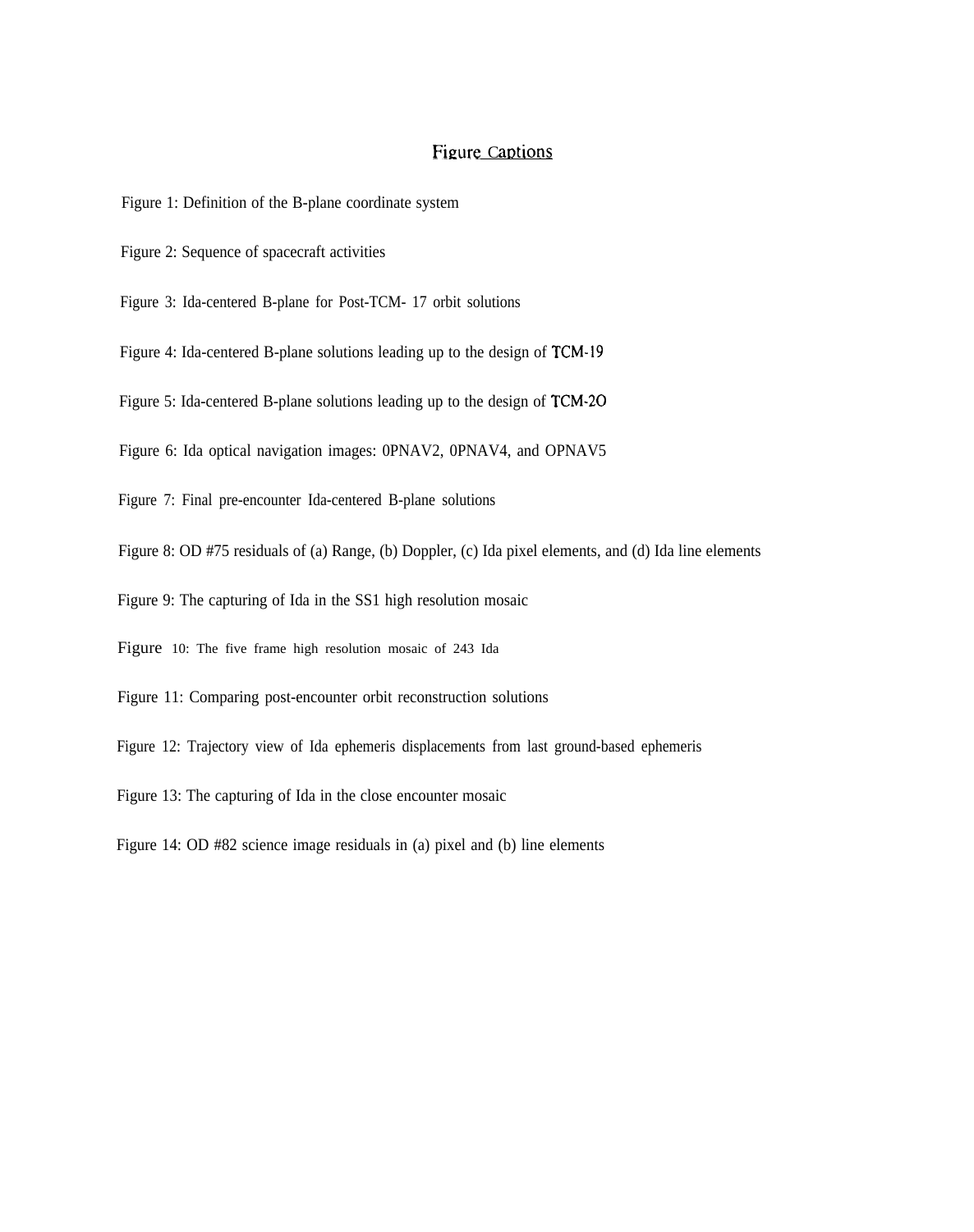# Figure Captions

Figure 1: Definition of the B-plane coordinate system

Figure 2: Sequence of spacecraft activities

Figure 3: Ida-centered B-plane for Post-TCM- 17 orbit solutions

Figure 4: Ida-centered B-plane solutions leading up to the design of TCM-19

Figure 5: Ida-centered B-plane solutions leading up to the design of TCM-2O

Figure 6: Ida optical navigation images: 0PNAV2, 0PNAV4, and OPNAV5

Figure 7: Final pre-encounter Ida-centered B-plane solutions

Figure 8: OD #75 residuals of (a) Range, (b) Doppler, (c) Ida pixel elements, and (d) Ida line elements

Figure 9: The capturing of Ida in the SS1 high resolution mosaic

Figure 10: The five frame high resolution mosaic of 243 Ida

Figure 11: Comparing post-encounter orbit reconstruction solutions

Figure 12: Trajectory view of Ida ephemeris displacements from last ground-based ephemeris

Figure 13: The capturing of Ida in the close encounter mosaic

Figure 14: OD #82 science image residuals in (a) pixel and (b) line elements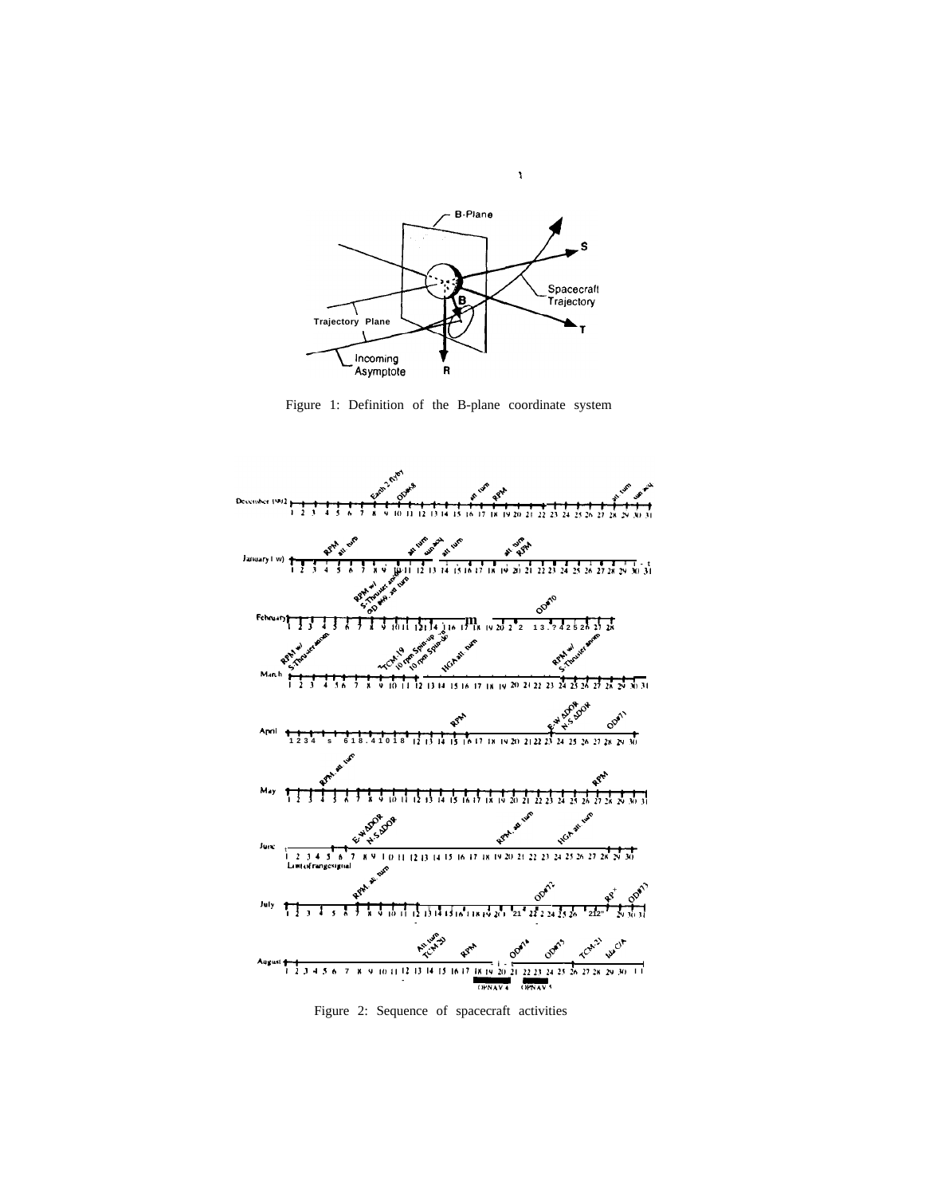Figure 1: Definition of the B-plane coordinate system

Figure 2: Sequence of spacecraft activities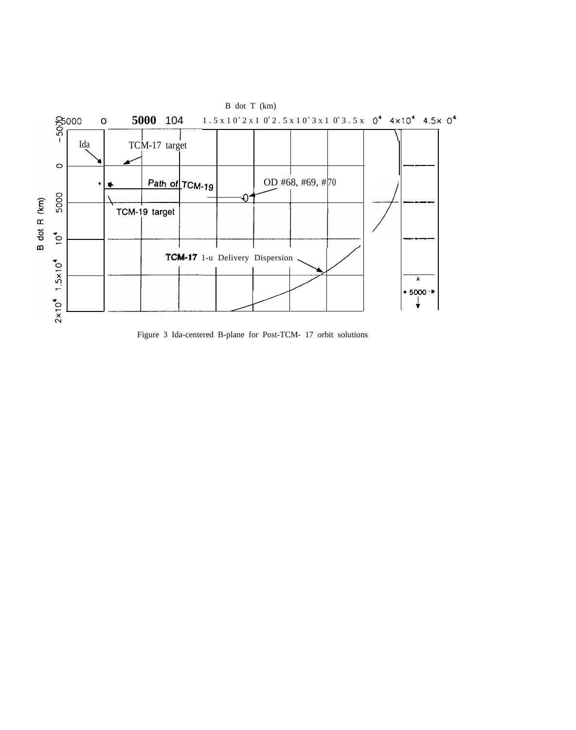Figure 3 Ida-centered B-plane for Post-TCM- 17 orbit solutions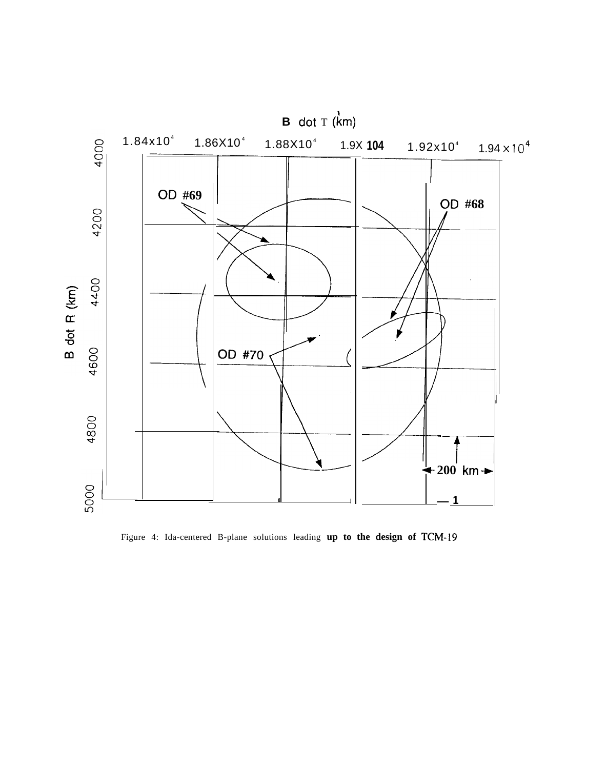Figure 4: Ida-centered B-plane solutions leading **up to the design of TCM-19**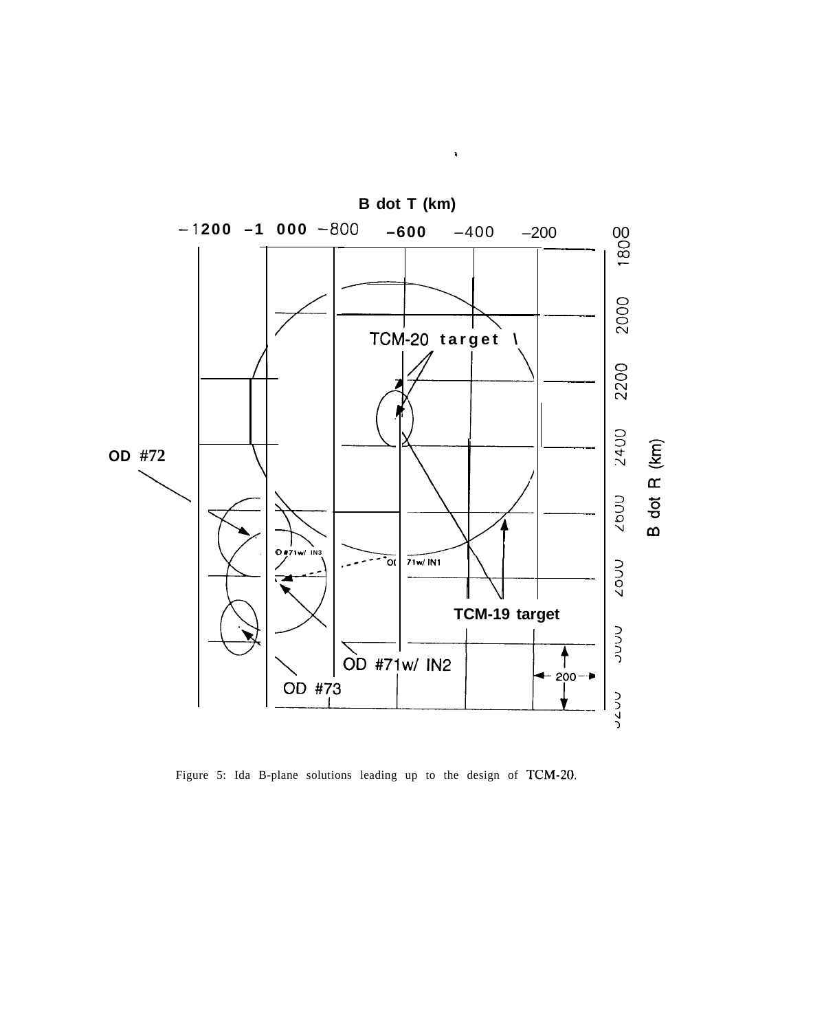Figure 5: Ida B-plane solutions leading up to the design of TCM-20.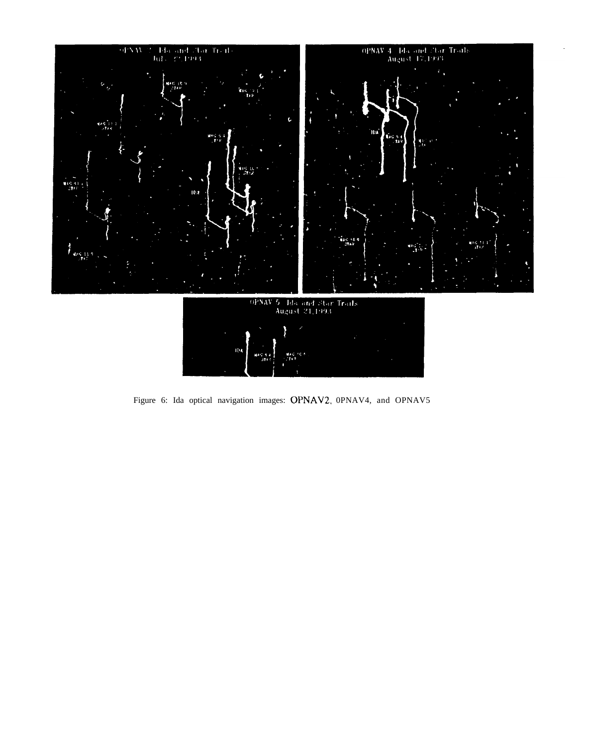Figure 6: Ida optical navigation images: OPNAV2, 0PNAV4, and OPNAV5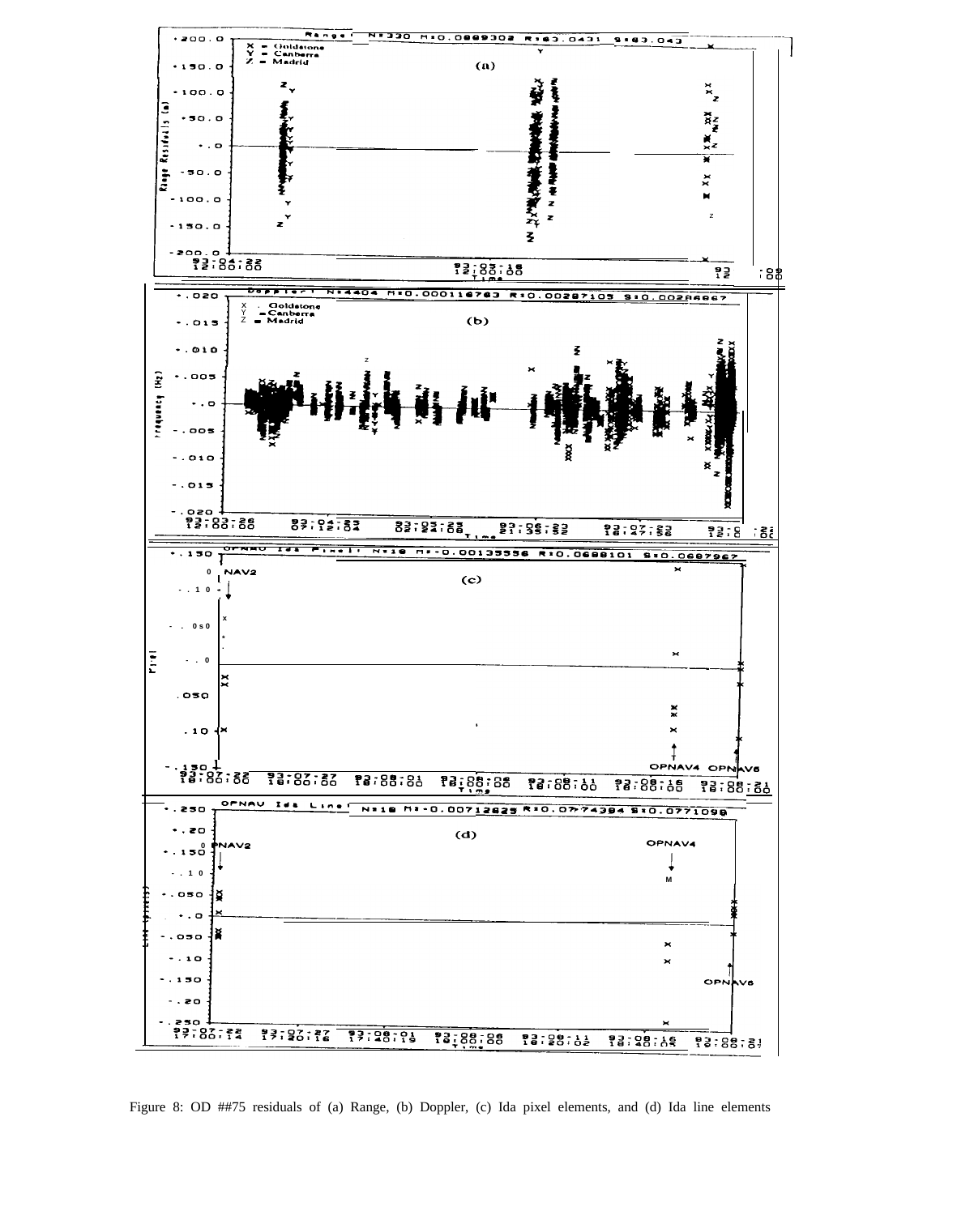Figure 8: OD ##75 residuals of (a) Range, (b) Doppler, (c) Ida pixel elements, and (d) Ida line elements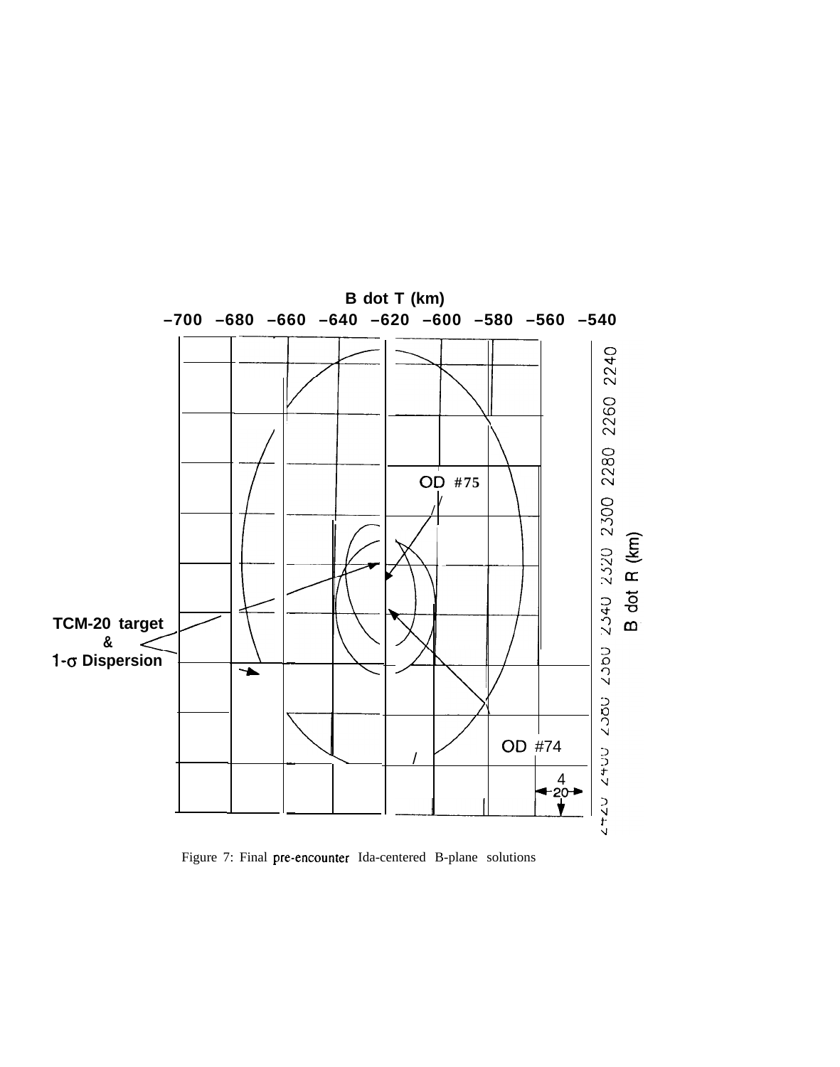Figure 7: Final pre-encounter Ida-centered B-plane solutions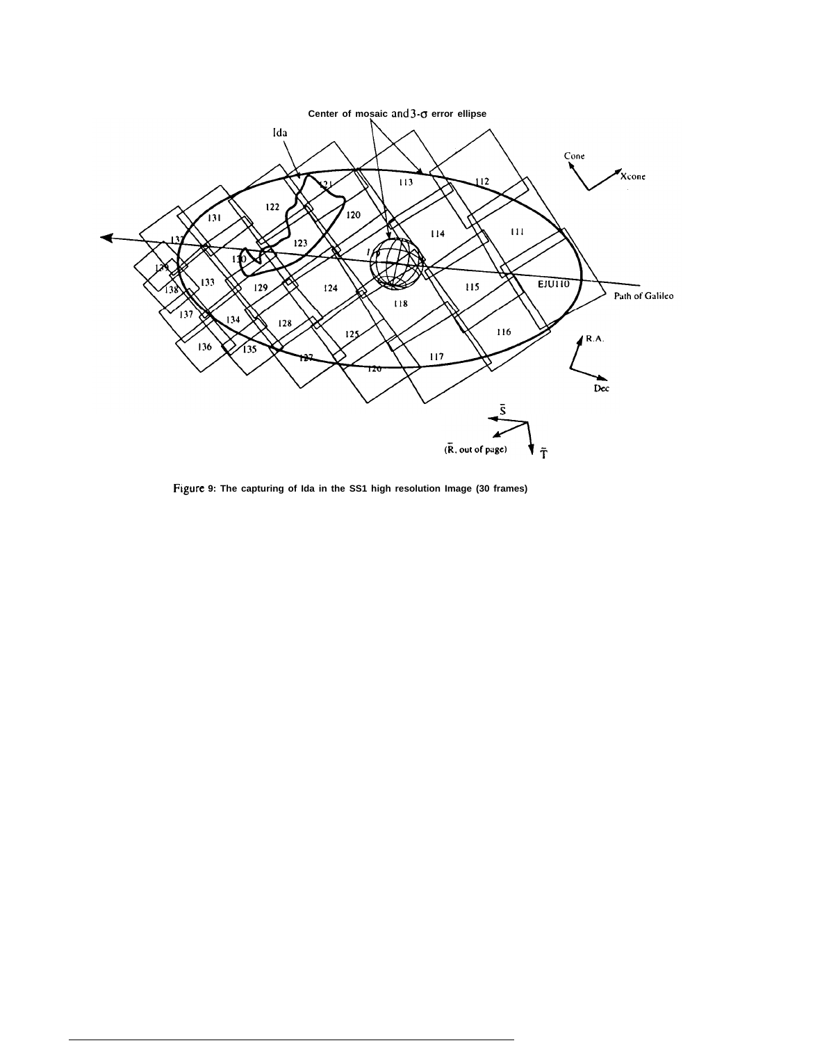Figure 9: The capturing of Ida in the SS1 high resolution Image (30 frames)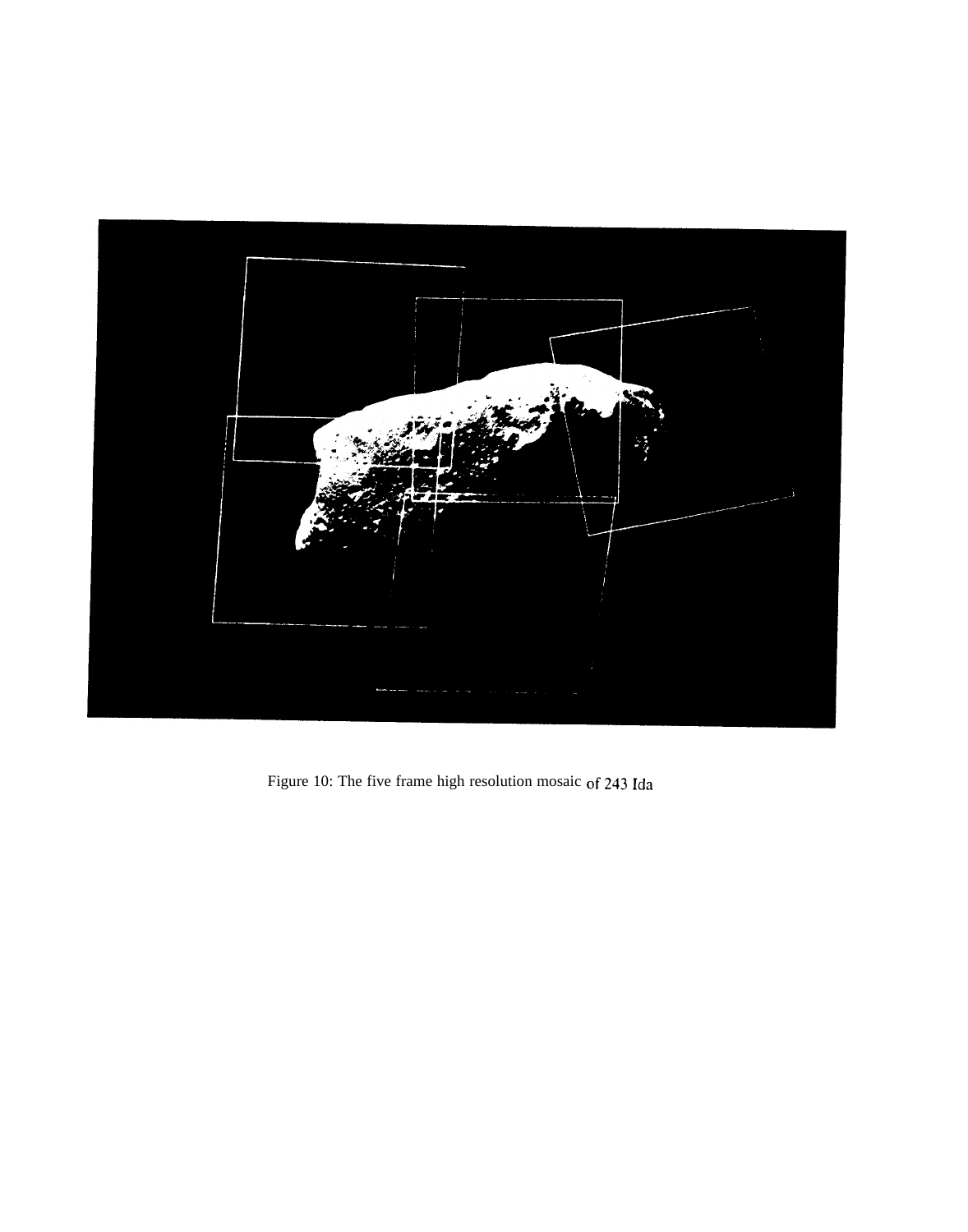Figure 10: The five frame high resolution mosaic of 243 Ida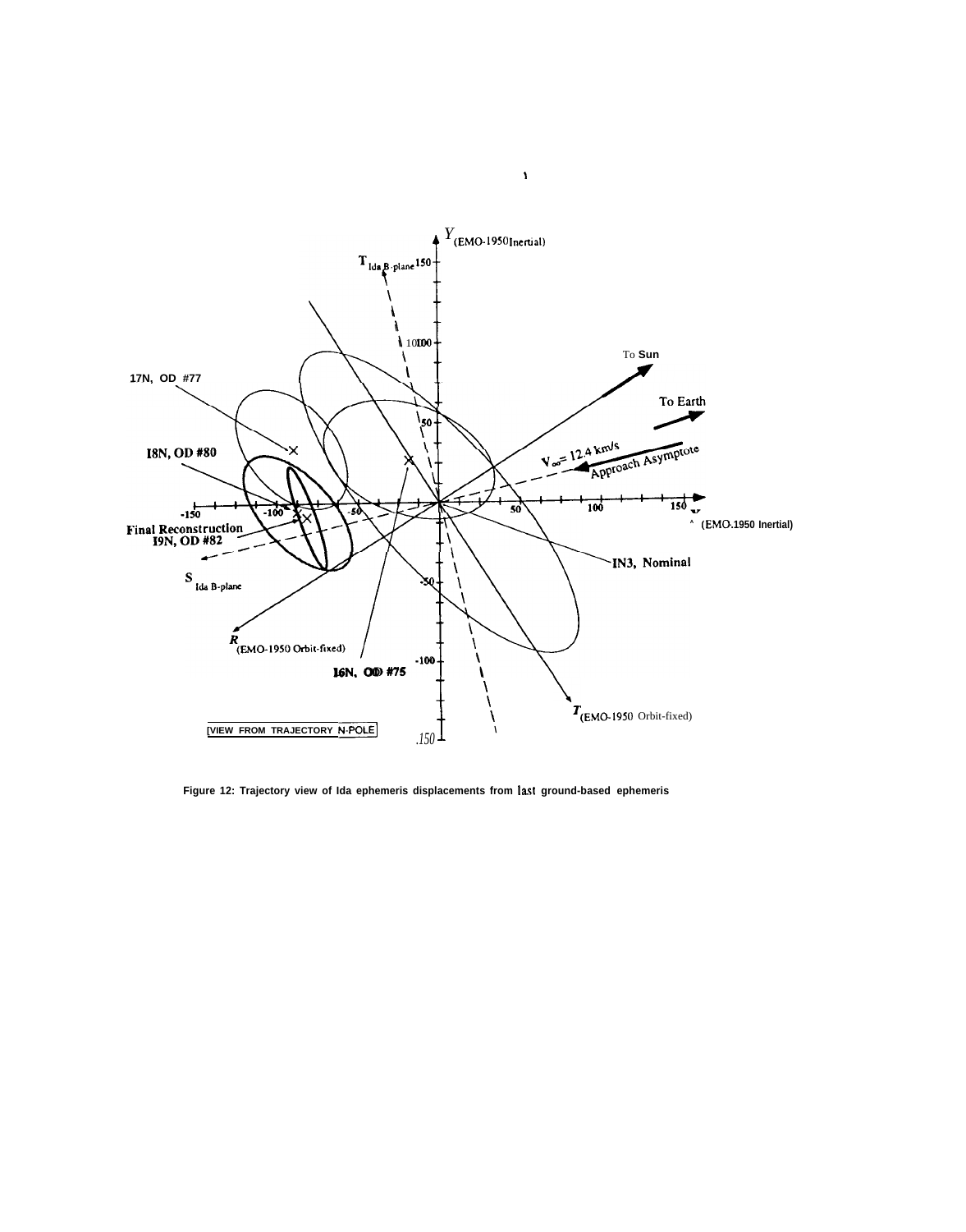Figure 12: Trajectory view of Ida ephemeris displacements from last ground-based ephemeris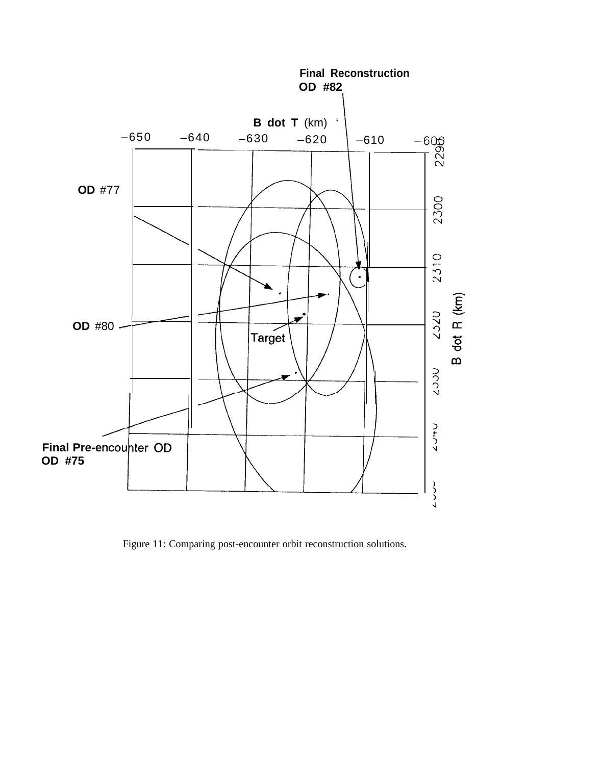Figure 11: Comparing post-encounter orbit reconstruction solutions.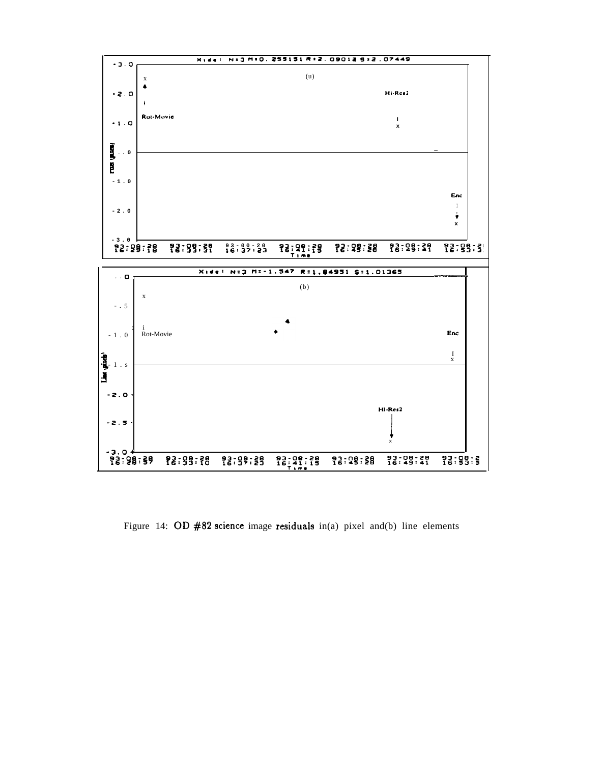Figure 14: OD #82 science image residuals in(a) pixel and(b) line elements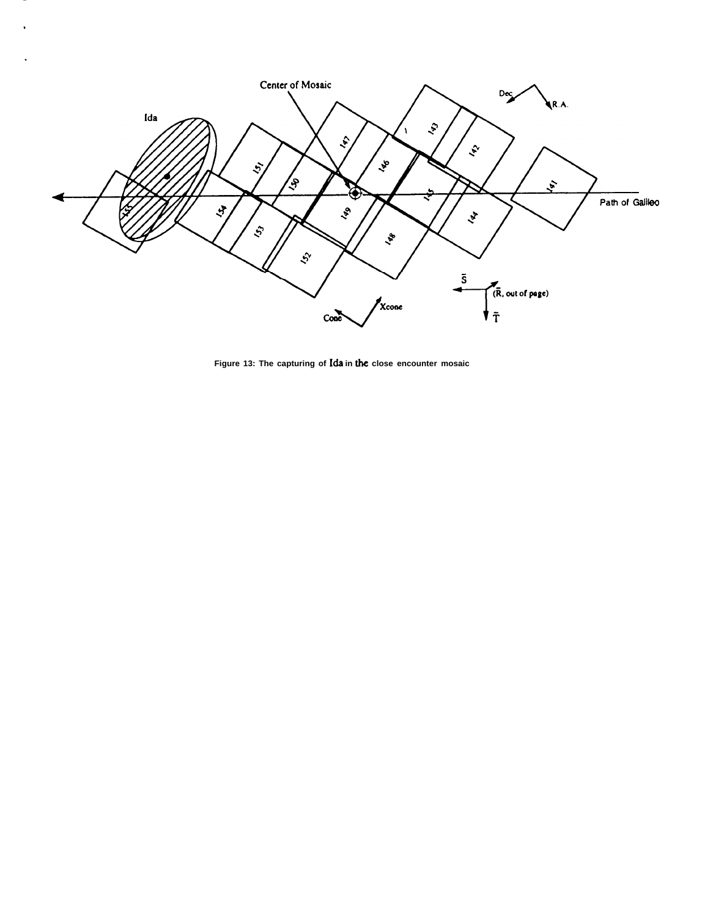Center of Mosaic

Ida

Dec

R.A.

143

142

147

146

151

150

145

141

Path of Galileo

154

149

144

153

148

155

152

$\bar{S}$

($\bar{R}$, out of page)

$\bar{T}$

Cone

Xcone

**Figure 13: The capturing of Ida in the close encounter mosaic**